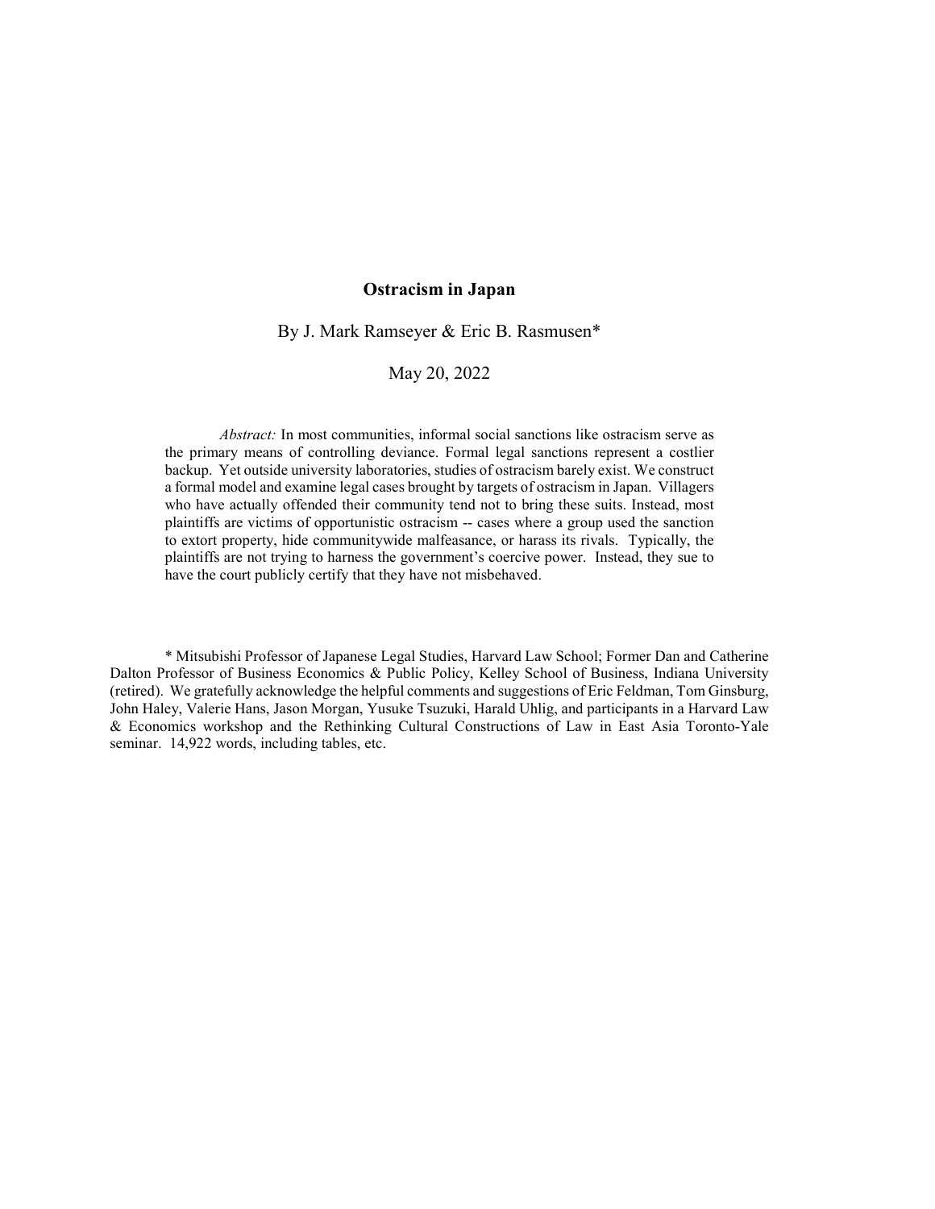# Ostracism in Japan

By J. Mark Ramseyer & Eric B. Rasmusen*

May 20, 2022

*Abstract:* In most communities, informal social sanctions like ostracism serve as the primary means of controlling deviance. Formal legal sanctions represent a costlier backup. Yet outside university laboratories, studies of ostracism barely exist. We construct a formal model and examine legal cases brought by targets of ostracism in Japan. Villagers who have actually offended their community tend not to bring these suits. Instead, most plaintiffs are victims of opportunistic ostracism -- cases where a group used the sanction to extort property, hide communitywide malfeasance, or harass its rivals. Typically, the plaintiffs are not trying to harness the government's coercive power. Instead, they sue to have the court publicly certify that they have not misbehaved.

\* Mitsubishi Professor of Japanese Legal Studies, Harvard Law School; Former Dan and Catherine Dalton Professor of Business Economics & Public Policy, Kelley School of Business, Indiana University (retired). We gratefully acknowledge the helpful comments and suggestions of Eric Feldman, Tom Ginsburg, John Haley, Valerie Hans, Jason Morgan, Yusuke Tsuzuki, Harald Uhlig, and participants in a Harvard Law & Economics workshop and the Rethinking Cultural Constructions of Law in East Asia Toronto-Yale seminar. 14,922 words, including tables, etc.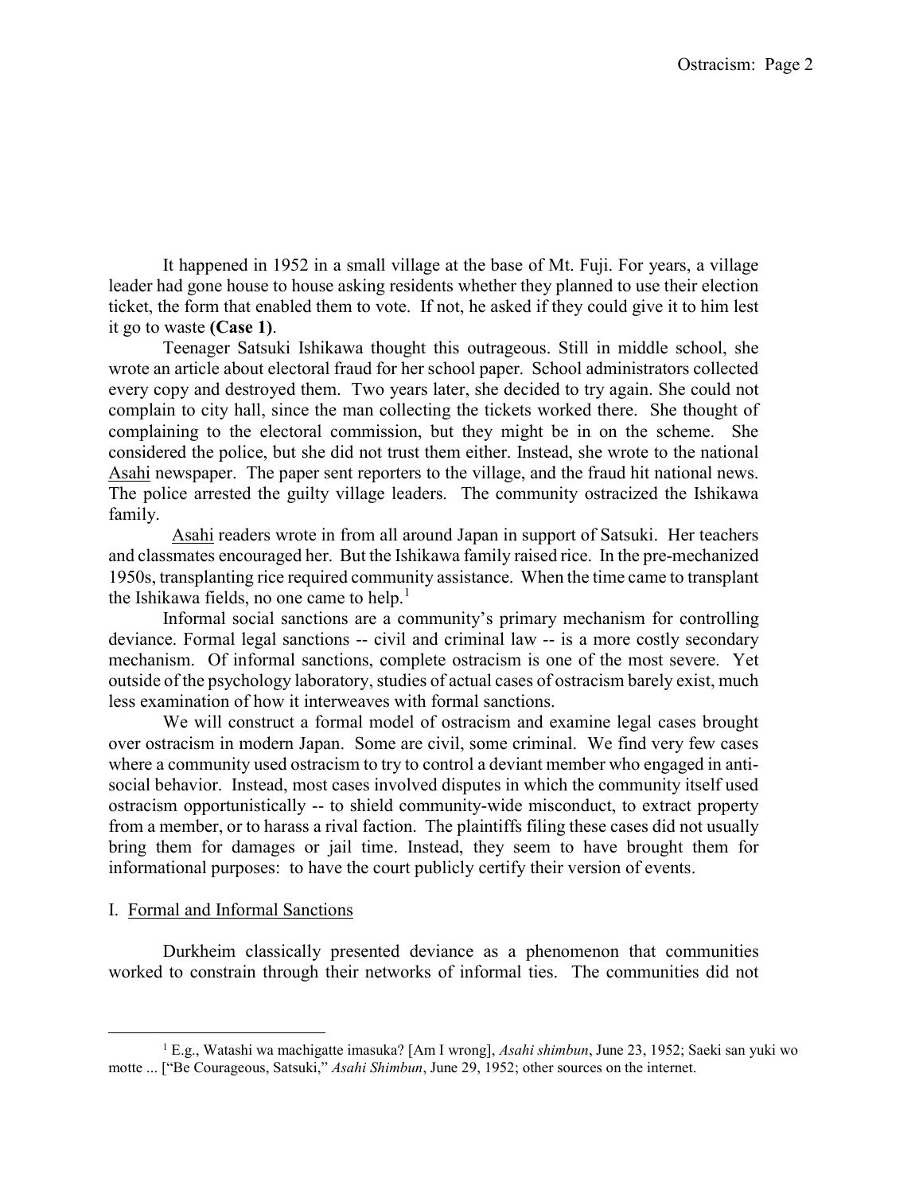It happened in 1952 in a small village at the base of Mt. Fuji. For years, a village leader had gone house to house asking residents whether they planned to use their election ticket, the form that enabled them to vote. If not, he asked if they could give it to him lest it go to waste **(Case 1)**.

Teenager Satsuki Ishikawa thought this outrageous. Still in middle school, she wrote an article about electoral fraud for her school paper. School administrators collected every copy and destroyed them. Two years later, she decided to try again. She could not complain to city hall, since the man collecting the tickets worked there. She thought of complaining to the electoral commission, but they might be in on the scheme. She considered the police, but she did not trust them either. Instead, she wrote to the national Asahi newspaper. The paper sent reporters to the village, and the fraud hit national news. The police arrested the guilty village leaders. The community ostracized the Ishikawa family.

Asahi readers wrote in from all around Japan in support of Satsuki. Her teachers and classmates encouraged her. But the Ishikawa family raised rice. In the pre-mechanized 1950s, transplanting rice required community assistance. When the time came to transplant the Ishikawa fields, no one came to help.[1]

Informal social sanctions are a community's primary mechanism for controlling deviance. Formal legal sanctions -- civil and criminal law -- is a more costly secondary mechanism. Of informal sanctions, complete ostracism is one of the most severe. Yet outside of the psychology laboratory, studies of actual cases of ostracism barely exist, much less examination of how it interweaves with formal sanctions.

We will construct a formal model of ostracism and examine legal cases brought over ostracism in modern Japan. Some are civil, some criminal. We find very few cases where a community used ostracism to try to control a deviant member who engaged in anti-social behavior. Instead, most cases involved disputes in which the community itself used ostracism opportunistically -- to shield community-wide misconduct, to extract property from a member, or to harass a rival faction. The plaintiffs filing these cases did not usually bring them for damages or jail time. Instead, they seem to have brought them for informational purposes: to have the court publicly certify their version of events.

## I. Formal and Informal Sanctions

Durkheim classically presented deviance as a phenomenon that communities worked to constrain through their networks of informal ties. The communities did not

[1] E.g., Watashi wa machigatte imasuka? [Am I wrong], *Asahi shimbun*, June 23, 1952; Saeki san yuki wo motte ... ["Be Courageous, Satsuki," *Asahi Shimbun*, June 29, 1952; other sources on the internet.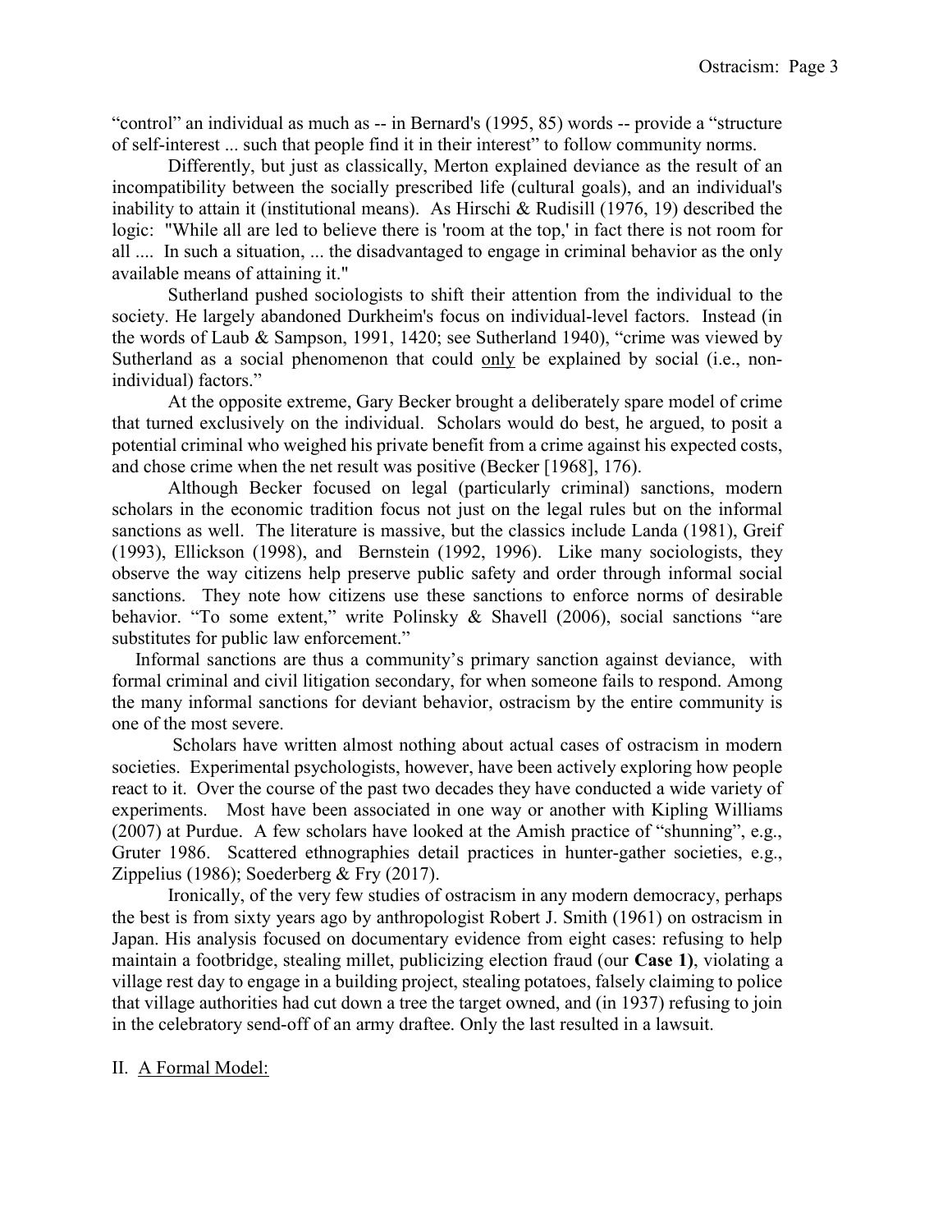"control" an individual as much as -- in Bernard's (1995, 85) words -- provide a "structure of self-interest ... such that people find it in their interest" to follow community norms.

Differently, but just as classically, Merton explained deviance as the result of an incompatibility between the socially prescribed life (cultural goals), and an individual's inability to attain it (institutional means). As Hirschi & Rudisill (1976, 19) described the logic: "While all are led to believe there is 'room at the top,' in fact there is not room for all .... In such a situation, ... the disadvantaged to engage in criminal behavior as the only available means of attaining it."

Sutherland pushed sociologists to shift their attention from the individual to the society. He largely abandoned Durkheim's focus on individual-level factors. Instead (in the words of Laub & Sampson, 1991, 1420; see Sutherland 1940), "crime was viewed by Sutherland as a social phenomenon that could <u>only</u> be explained by social (i.e., non-individual) factors."

At the opposite extreme, Gary Becker brought a deliberately spare model of crime that turned exclusively on the individual. Scholars would do best, he argued, to posit a potential criminal who weighed his private benefit from a crime against his expected costs, and chose crime when the net result was positive (Becker [1968], 176).

Although Becker focused on legal (particularly criminal) sanctions, modern scholars in the economic tradition focus not just on the legal rules but on the informal sanctions as well. The literature is massive, but the classics include Landa (1981), Greif (1993), Ellickson (1998), and Bernstein (1992, 1996). Like many sociologists, they observe the way citizens help preserve public safety and order through informal social sanctions. They note how citizens use these sanctions to enforce norms of desirable behavior. "To some extent," write Polinsky & Shavell (2006), social sanctions "are substitutes for public law enforcement."

Informal sanctions are thus a community's primary sanction against deviance, with formal criminal and civil litigation secondary, for when someone fails to respond. Among the many informal sanctions for deviant behavior, ostracism by the entire community is one of the most severe.

Scholars have written almost nothing about actual cases of ostracism in modern societies. Experimental psychologists, however, have been actively exploring how people react to it. Over the course of the past two decades they have conducted a wide variety of experiments. Most have been associated in one way or another with Kipling Williams (2007) at Purdue. A few scholars have looked at the Amish practice of "shunning", e.g., Gruter 1986. Scattered ethnographies detail practices in hunter-gather societies, e.g., Zippelius (1986); Soederberg & Fry (2017).

Ironically, of the very few studies of ostracism in any modern democracy, perhaps the best is from sixty years ago by anthropologist Robert J. Smith (1961) on ostracism in Japan. His analysis focused on documentary evidence from eight cases: refusing to help maintain a footbridge, stealing millet, publicizing election fraud (our **Case 1**), violating a village rest day to engage in a building project, stealing potatoes, falsely claiming to police that village authorities had cut down a tree the target owned, and (in 1937) refusing to join in the celebratory send-off of an army draftee. Only the last resulted in a lawsuit.

## II. <u>A Formal Model:</u>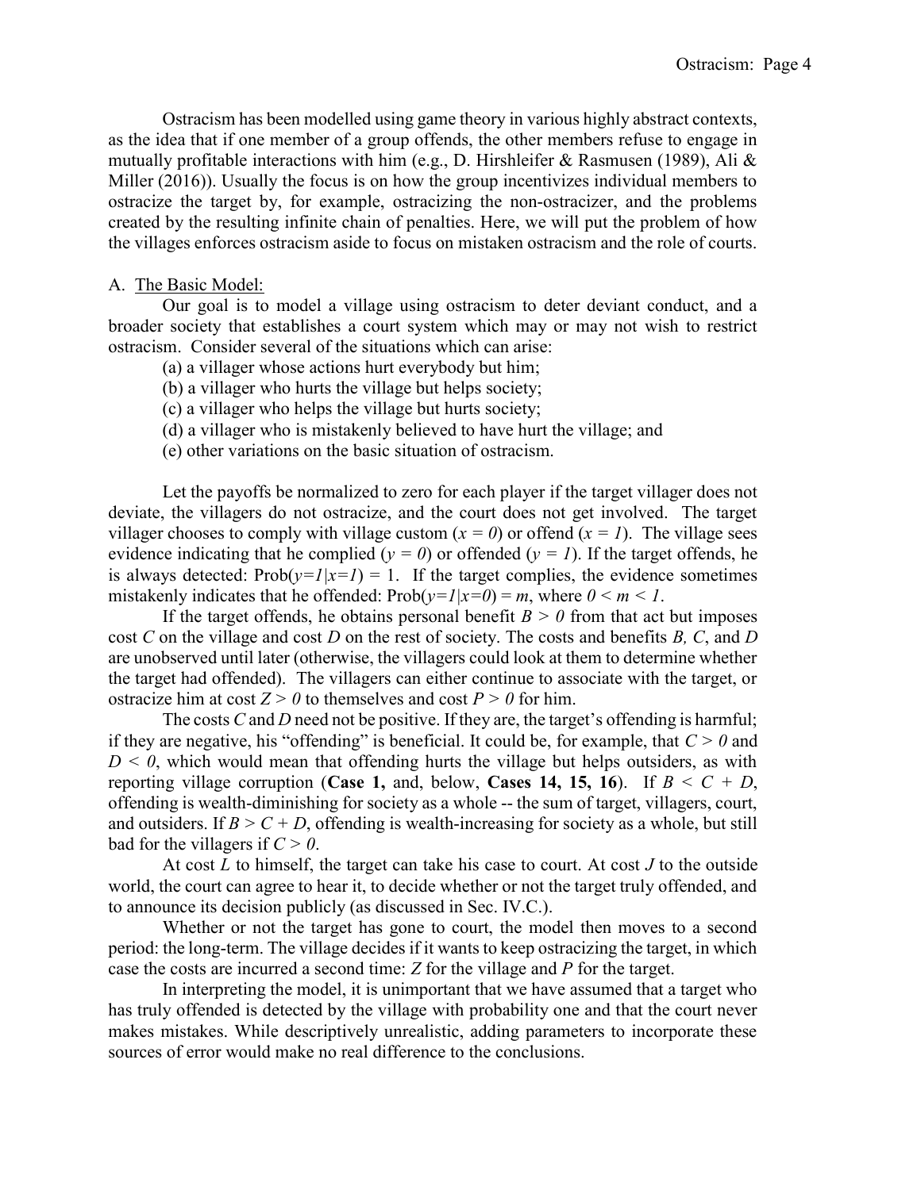Ostracism has been modelled using game theory in various highly abstract contexts, as the idea that if one member of a group offends, the other members refuse to engage in mutually profitable interactions with him (e.g., D. Hirshleifer & Rasmusen (1989), Ali & Miller (2016)). Usually the focus is on how the group incentivizes individual members to ostracize the target by, for example, ostracizing the non-ostracizer, and the problems created by the resulting infinite chain of penalties. Here, we will put the problem of how the villages enforces ostracism aside to focus on mistaken ostracism and the role of courts.

A. The Basic Model:

Our goal is to model a village using ostracism to deter deviant conduct, and a broader society that establishes a court system which may or may not wish to restrict ostracism. Consider several of the situations which can arise:

(a) a villager whose actions hurt everybody but him;
(b) a villager who hurts the village but helps society;
(c) a villager who helps the village but hurts society;
(d) a villager who is mistakenly believed to have hurt the village; and
(e) other variations on the basic situation of ostracism.

Let the payoffs be normalized to zero for each player if the target villager does not deviate, the villagers do not ostracize, and the court does not get involved. The target villager chooses to comply with village custom ($x = 0$) or offend ($x = 1$). The village sees evidence indicating that he complied ($y = 0$) or offended ($y = 1$). If the target offends, he is always detected: $\text{Prob}(y=1|x=1) = 1$. If the target complies, the evidence sometimes mistakenly indicates that he offended: $\text{Prob}(y=1|x=0) = m$, where $0 < m < 1$.

If the target offends, he obtains personal benefit $B > 0$ from that act but imposes cost $C$ on the village and cost $D$ on the rest of society. The costs and benefits $B$, $C$, and $D$ are unobserved until later (otherwise, the villagers could look at them to determine whether the target had offended). The villagers can either continue to associate with the target, or ostracize him at cost $Z > 0$ to themselves and cost $P > 0$ for him.

The costs $C$ and $D$ need not be positive. If they are, the target's offending is harmful; if they are negative, his "offending" is beneficial. It could be, for example, that $C > 0$ and $D < 0$, which would mean that offending hurts the village but helps outsiders, as with reporting village corruption (**Case 1,** and, below, **Cases 14, 15, 16**). If $B < C + D$, offending is wealth-diminishing for society as a whole -- the sum of target, villagers, court, and outsiders. If $B > C + D$, offending is wealth-increasing for society as a whole, but still bad for the villagers if $C > 0$.

At cost $L$ to himself, the target can take his case to court. At cost $J$ to the outside world, the court can agree to hear it, to decide whether or not the target truly offended, and to announce its decision publicly (as discussed in Sec. IV.C.).

Whether or not the target has gone to court, the model then moves to a second period: the long-term. The village decides if it wants to keep ostracizing the target, in which case the costs are incurred a second time: $Z$ for the village and $P$ for the target.

In interpreting the model, it is unimportant that we have assumed that a target who has truly offended is detected by the village with probability one and that the court never makes mistakes. While descriptively unrealistic, adding parameters to incorporate these sources of error would make no real difference to the conclusions.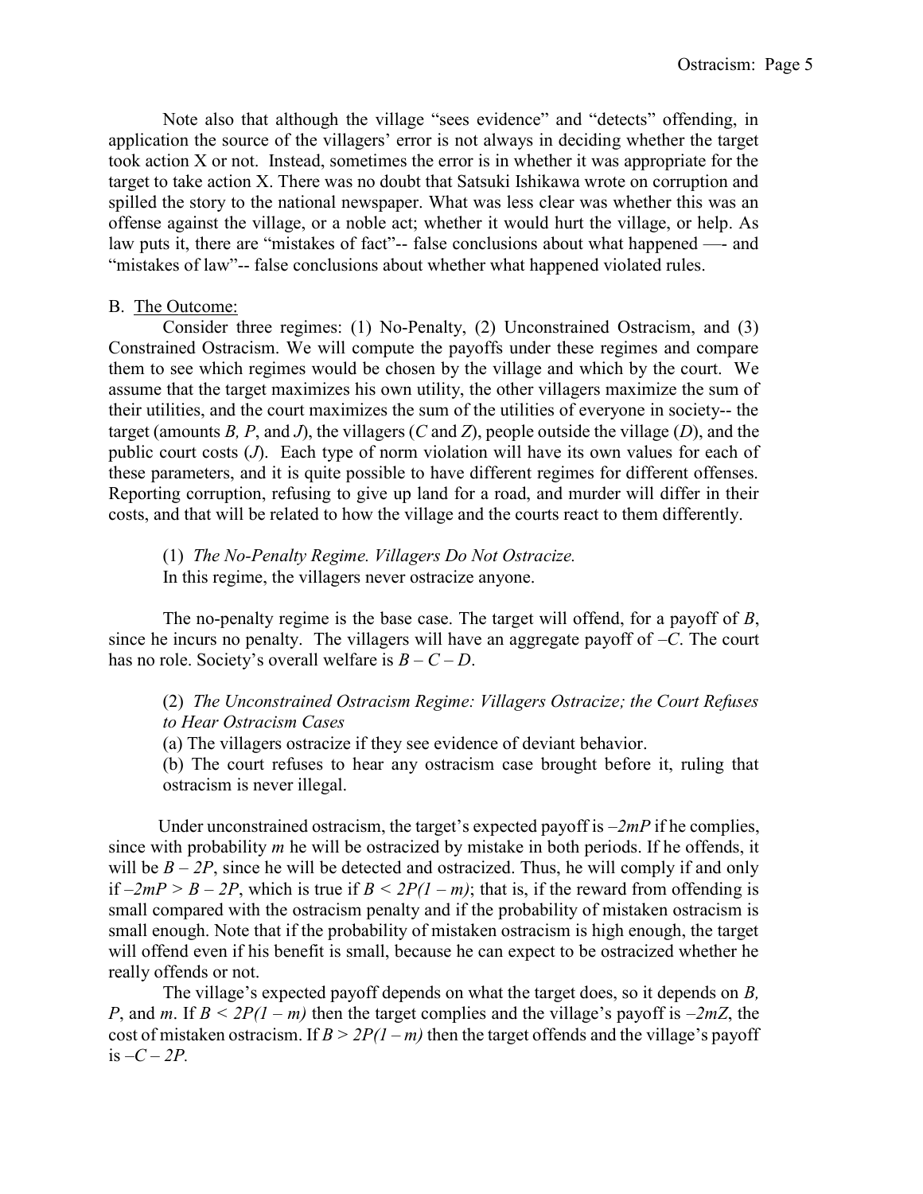Note also that although the village "sees evidence" and "detects" offending, in application the source of the villagers' error is not always in deciding whether the target took action X or not. Instead, sometimes the error is in whether it was appropriate for the target to take action X. There was no doubt that Satsuki Ishikawa wrote on corruption and spilled the story to the national newspaper. What was less clear was whether this was an offense against the village, or a noble act; whether it would hurt the village, or help. As law puts it, there are "mistakes of fact"-- false conclusions about what happened —- and "mistakes of law"-- false conclusions about whether what happened violated rules.

B. <u>The Outcome:</u>

Consider three regimes: (1) No-Penalty, (2) Unconstrained Ostracism, and (3) Constrained Ostracism. We will compute the payoffs under these regimes and compare them to see which regimes would be chosen by the village and which by the court. We assume that the target maximizes his own utility, the other villagers maximize the sum of their utilities, and the court maximizes the sum of the utilities of everyone in society-- the target (amounts $B$, $P$, and $J$), the villagers ($C$ and $Z$), people outside the village ($D$), and the public court costs ($J$). Each type of norm violation will have its own values for each of these parameters, and it is quite possible to have different regimes for different offenses. Reporting corruption, refusing to give up land for a road, and murder will differ in their costs, and that will be related to how the village and the courts react to them differently.

(1) *The No-Penalty Regime. Villagers Do Not Ostracize.*
In this regime, the villagers never ostracize anyone.

The no-penalty regime is the base case. The target will offend, for a payoff of $B$, since he incurs no penalty. The villagers will have an aggregate payoff of $-C$. The court has no role. Society's overall welfare is $B - C - D$.

(2) *The Unconstrained Ostracism Regime: Villagers Ostracize; the Court Refuses to Hear Ostracism Cases*
(a) The villagers ostracize if they see evidence of deviant behavior.
(b) The court refuses to hear any ostracism case brought before it, ruling that ostracism is never illegal.

Under unconstrained ostracism, the target's expected payoff is $-2mP$ if he complies, since with probability $m$ he will be ostracized by mistake in both periods. If he offends, it will be $B - 2P$, since he will be detected and ostracized. Thus, he will comply if and only if $-2mP > B - 2P$, which is true if $B < 2P(1 - m)$; that is, if the reward from offending is small compared with the ostracism penalty and if the probability of mistaken ostracism is small enough. Note that if the probability of mistaken ostracism is high enough, the target will offend even if his benefit is small, because he can expect to be ostracized whether he really offends or not.

The village's expected payoff depends on what the target does, so it depends on $B$, $P$, and $m$. If $B < 2P(1 - m)$ then the target complies and the village's payoff is $-2mZ$, the cost of mistaken ostracism. If $B > 2P(1 - m)$ then the target offends and the village's payoff is $-C - 2P$.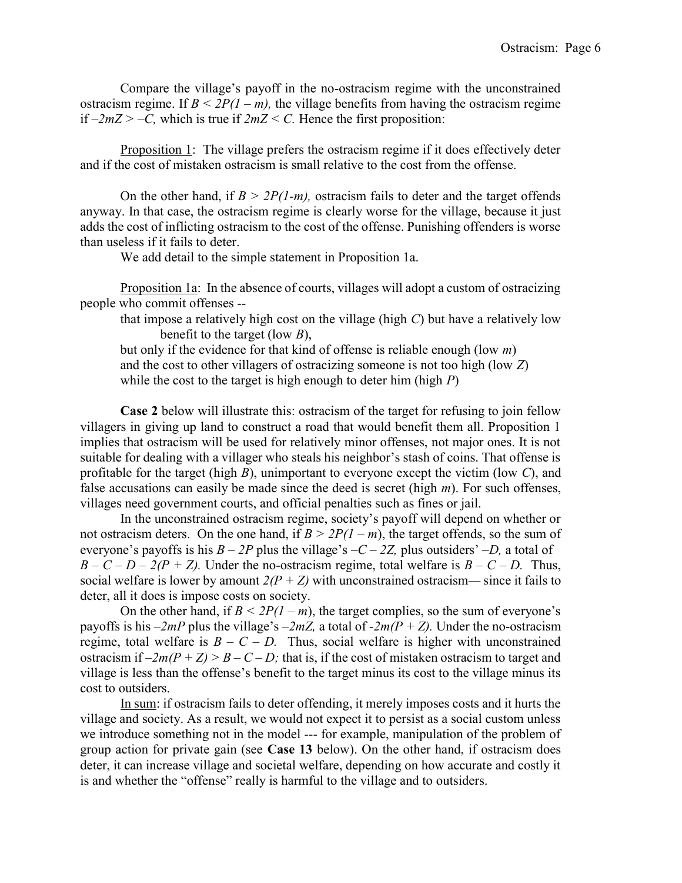Compare the village's payoff in the no-ostracism regime with the unconstrained ostracism regime. If $B < 2P(1 - m)$, the village benefits from having the ostracism regime if $-2mZ > -C$, which is true if $2mZ < C$. Hence the first proposition:

Proposition 1: The village prefers the ostracism regime if it does effectively deter and if the cost of mistaken ostracism is small relative to the cost from the offense.

On the other hand, if $B > 2P(1-m)$, ostracism fails to deter and the target offends anyway. In that case, the ostracism regime is clearly worse for the village, because it just adds the cost of inflicting ostracism to the cost of the offense. Punishing offenders is worse than useless if it fails to deter.

We add detail to the simple statement in Proposition 1a.

Proposition 1a: In the absence of courts, villages will adopt a custom of ostracizing people who commit offenses --

that impose a relatively high cost on the village (high $C$) but have a relatively low benefit to the target (low $B$),
but only if the evidence for that kind of offense is reliable enough (low $m$)
and the cost to other villagers of ostracizing someone is not too high (low $Z$)
while the cost to the target is high enough to deter him (high $P$)

**Case 2** below will illustrate this: ostracism of the target for refusing to join fellow villagers in giving up land to construct a road that would benefit them all. Proposition 1 implies that ostracism will be used for relatively minor offenses, not major ones. It is not suitable for dealing with a villager who steals his neighbor's stash of coins. That offense is profitable for the target (high $B$), unimportant to everyone except the victim (low $C$), and false accusations can easily be made since the deed is secret (high $m$). For such offenses, villages need government courts, and official penalties such as fines or jail.

In the unconstrained ostracism regime, society's payoff will depend on whether or not ostracism deters. On the one hand, if $B > 2P(1 - m)$, the target offends, so the sum of everyone's payoffs is his $B - 2P$ plus the village's $-C - 2Z$, plus outsiders' $-D$, a total of $B - C - D - 2(P + Z)$. Under the no-ostracism regime, total welfare is $B - C - D$. Thus, social welfare is lower by amount $2(P + Z)$ with unconstrained ostracism— since it fails to deter, all it does is impose costs on society.

On the other hand, if $B < 2P(1 - m)$, the target complies, so the sum of everyone's payoffs is his $-2mP$ plus the village's $-2mZ$, a total of $-2m(P + Z)$. Under the no-ostracism regime, total welfare is $B - C - D$. Thus, social welfare is higher with unconstrained ostracism if $-2m(P + Z) > B - C - D$; that is, if the cost of mistaken ostracism to target and village is less than the offense's benefit to the target minus its cost to the village minus its cost to outsiders.

In sum: if ostracism fails to deter offending, it merely imposes costs and it hurts the village and society. As a result, we would not expect it to persist as a social custom unless we introduce something not in the model --- for example, manipulation of the problem of group action for private gain (see **Case 13** below). On the other hand, if ostracism does deter, it can increase village and societal welfare, depending on how accurate and costly it is and whether the "offense" really is harmful to the village and to outsiders.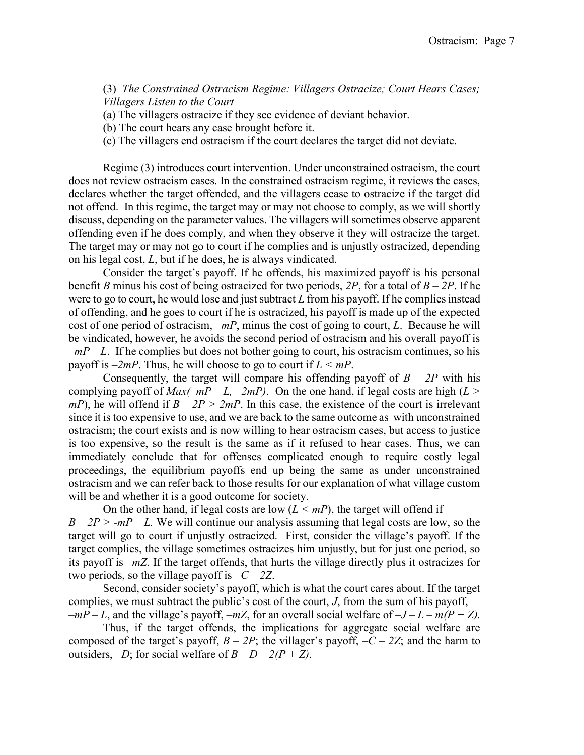(3) *The Constrained Ostracism Regime: Villagers Ostracize; Court Hears Cases; Villagers Listen to the Court*

(a) The villagers ostracize if they see evidence of deviant behavior.

(b) The court hears any case brought before it.

(c) The villagers end ostracism if the court declares the target did not deviate.

Regime (3) introduces court intervention. Under unconstrained ostracism, the court does not review ostracism cases. In the constrained ostracism regime, it reviews the cases, declares whether the target offended, and the villagers cease to ostracize if the target did not offend. In this regime, the target may or may not choose to comply, as we will shortly discuss, depending on the parameter values. The villagers will sometimes observe apparent offending even if he does comply, and when they observe it they will ostracize the target. The target may or may not go to court if he complies and is unjustly ostracized, depending on his legal cost, $L$, but if he does, he is always vindicated.

Consider the target's payoff. If he offends, his maximized payoff is his personal benefit $B$ minus his cost of being ostracized for two periods, $2P$, for a total of $B - 2P$. If he were to go to court, he would lose and just subtract $L$ from his payoff. If he complies instead of offending, and he goes to court if he is ostracized, his payoff is made up of the expected cost of one period of ostracism, $-mP$, minus the cost of going to court, $L$. Because he will be vindicated, however, he avoids the second period of ostracism and his overall payoff is $-mP - L$. If he complies but does not bother going to court, his ostracism continues, so his payoff is $-2mP$. Thus, he will choose to go to court if $L < mP$.

Consequently, the target will compare his offending payoff of $B - 2P$ with his complying payoff of $Max(-mP - L, -2mP)$. On the one hand, if legal costs are high ($L > mP$), he will offend if $B - 2P > 2mP$. In this case, the existence of the court is irrelevant since it is too expensive to use, and we are back to the same outcome as with unconstrained ostracism; the court exists and is now willing to hear ostracism cases, but access to justice is too expensive, so the result is the same as if it refused to hear cases. Thus, we can immediately conclude that for offenses complicated enough to require costly legal proceedings, the equilibrium payoffs end up being the same as under unconstrained ostracism and we can refer back to those results for our explanation of what village custom will be and whether it is a good outcome for society.

On the other hand, if legal costs are low ($L < mP$), the target will offend if $B - 2P > -mP - L$. We will continue our analysis assuming that legal costs are low, so the target will go to court if unjustly ostracized. First, consider the village's payoff. If the target complies, the village sometimes ostracizes him unjustly, but for just one period, so its payoff is $-mZ$. If the target offends, that hurts the village directly plus it ostracizes for two periods, so the village payoff is $-C - 2Z$.

Second, consider society's payoff, which is what the court cares about. If the target complies, we must subtract the public's cost of the court, $J$, from the sum of his payoff, $-mP - L$, and the village's payoff, $-mZ$, for an overall social welfare of $-J - L - m(P + Z)$.

Thus, if the target offends, the implications for aggregate social welfare are composed of the target's payoff, $B - 2P$; the villager's payoff, $-C - 2Z$; and the harm to outsiders, $-D$; for social welfare of $B - D - 2(P + Z)$.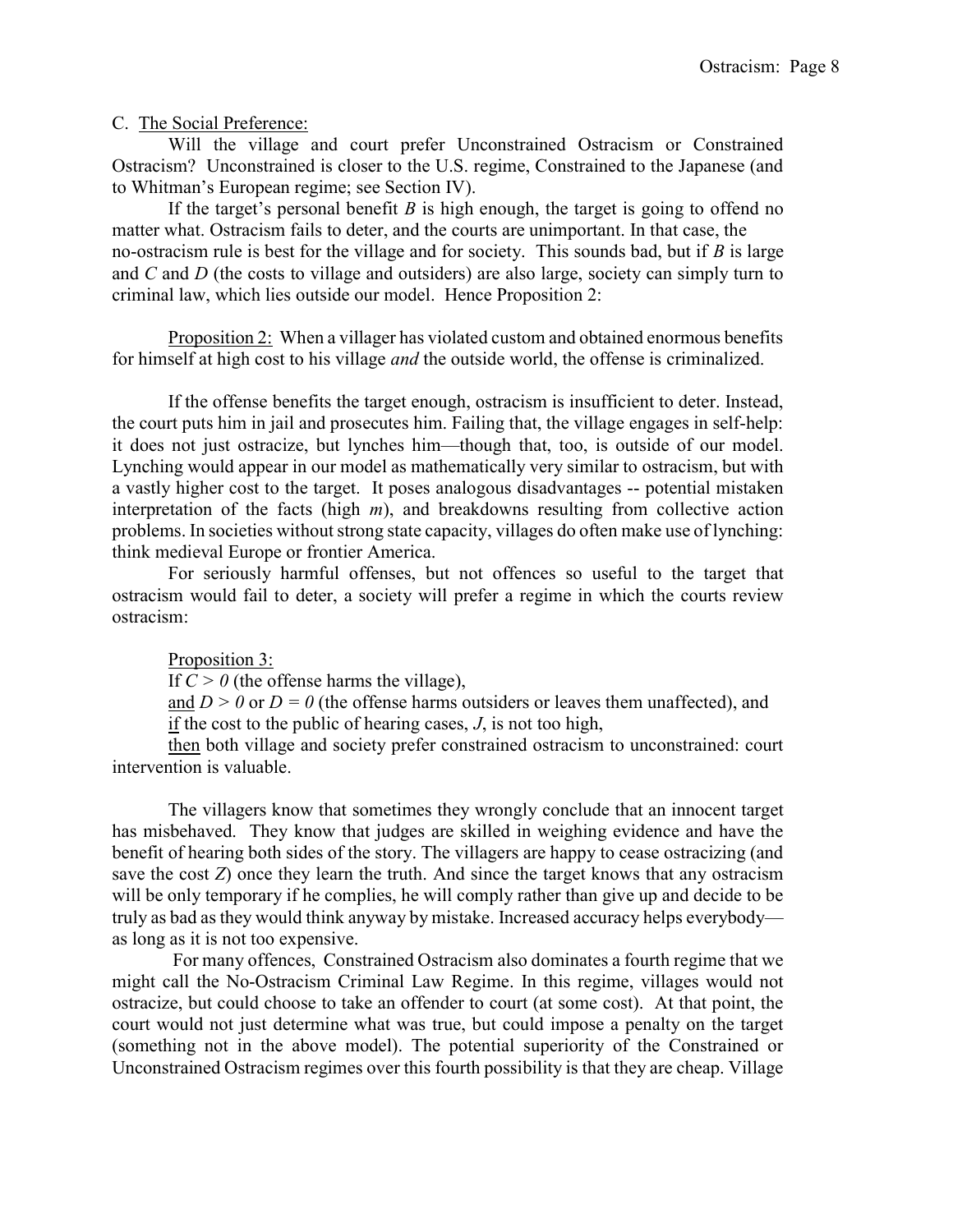C. <u>The Social Preference:</u>

Will the village and court prefer Unconstrained Ostracism or Constrained Ostracism? Unconstrained is closer to the U.S. regime, Constrained to the Japanese (and to Whitman's European regime; see Section IV).

If the target's personal benefit $B$ is high enough, the target is going to offend no matter what. Ostracism fails to deter, and the courts are unimportant. In that case, the no-ostracism rule is best for the village and for society. This sounds bad, but if $B$ is large and $C$ and $D$ (the costs to village and outsiders) are also large, society can simply turn to criminal law, which lies outside our model. Hence Proposition 2:

<u>Proposition 2:</u> When a villager has violated custom and obtained enormous benefits for himself at high cost to his village *and* the outside world, the offense is criminalized.

If the offense benefits the target enough, ostracism is insufficient to deter. Instead, the court puts him in jail and prosecutes him. Failing that, the village engages in self-help: it does not just ostracize, but lynches him—though that, too, is outside of our model. Lynching would appear in our model as mathematically very similar to ostracism, but with a vastly higher cost to the target. It poses analogous disadvantages -- potential mistaken interpretation of the facts (high $m$), and breakdowns resulting from collective action problems. In societies without strong state capacity, villages do often make use of lynching: think medieval Europe or frontier America.

For seriously harmful offenses, but not offences so useful to the target that ostracism would fail to deter, a society will prefer a regime in which the courts review ostracism:

<u>Proposition 3:</u>

If $C > 0$ (the offense harms the village),

<u>and</u> $D > 0$ or $D = 0$ (the offense harms outsiders or leaves them unaffected), and

<u>if</u> the cost to the public of hearing cases, $J$, is not too high,

<u>then</u> both village and society prefer constrained ostracism to unconstrained: court intervention is valuable.

The villagers know that sometimes they wrongly conclude that an innocent target has misbehaved. They know that judges are skilled in weighing evidence and have the benefit of hearing both sides of the story. The villagers are happy to cease ostracizing (and save the cost $Z$) once they learn the truth. And since the target knows that any ostracism will be only temporary if he complies, he will comply rather than give up and decide to be truly as bad as they would think anyway by mistake. Increased accuracy helps everybody—as long as it is not too expensive.

For many offences, Constrained Ostracism also dominates a fourth regime that we might call the No-Ostracism Criminal Law Regime. In this regime, villages would not ostracize, but could choose to take an offender to court (at some cost). At that point, the court would not just determine what was true, but could impose a penalty on the target (something not in the above model). The potential superiority of the Constrained or Unconstrained Ostracism regimes over this fourth possibility is that they are cheap. Village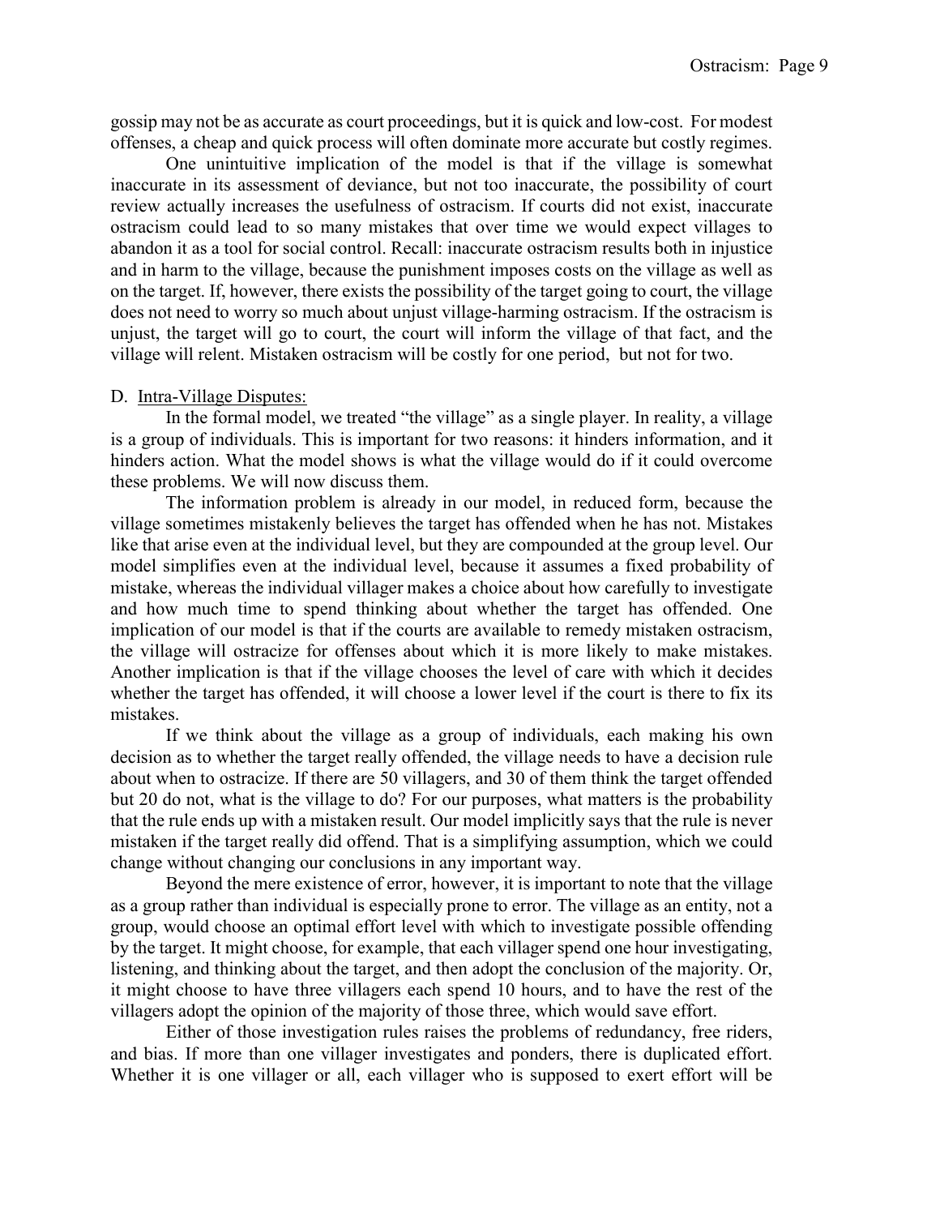gossip may not be as accurate as court proceedings, but it is quick and low-cost. For modest offenses, a cheap and quick process will often dominate more accurate but costly regimes.

One unintuitive implication of the model is that if the village is somewhat inaccurate in its assessment of deviance, but not too inaccurate, the possibility of court review actually increases the usefulness of ostracism. If courts did not exist, inaccurate ostracism could lead to so many mistakes that over time we would expect villages to abandon it as a tool for social control. Recall: inaccurate ostracism results both in injustice and in harm to the village, because the punishment imposes costs on the village as well as on the target. If, however, there exists the possibility of the target going to court, the village does not need to worry so much about unjust village-harming ostracism. If the ostracism is unjust, the target will go to court, the court will inform the village of that fact, and the village will relent. Mistaken ostracism will be costly for one period, but not for two.

### D. Intra-Village Disputes:

In the formal model, we treated "the village" as a single player. In reality, a village is a group of individuals. This is important for two reasons: it hinders information, and it hinders action. What the model shows is what the village would do if it could overcome these problems. We will now discuss them.

The information problem is already in our model, in reduced form, because the village sometimes mistakenly believes the target has offended when he has not. Mistakes like that arise even at the individual level, but they are compounded at the group level. Our model simplifies even at the individual level, because it assumes a fixed probability of mistake, whereas the individual villager makes a choice about how carefully to investigate and how much time to spend thinking about whether the target has offended. One implication of our model is that if the courts are available to remedy mistaken ostracism, the village will ostracize for offenses about which it is more likely to make mistakes. Another implication is that if the village chooses the level of care with which it decides whether the target has offended, it will choose a lower level if the court is there to fix its mistakes.

If we think about the village as a group of individuals, each making his own decision as to whether the target really offended, the village needs to have a decision rule about when to ostracize. If there are 50 villagers, and 30 of them think the target offended but 20 do not, what is the village to do? For our purposes, what matters is the probability that the rule ends up with a mistaken result. Our model implicitly says that the rule is never mistaken if the target really did offend. That is a simplifying assumption, which we could change without changing our conclusions in any important way.

Beyond the mere existence of error, however, it is important to note that the village as a group rather than individual is especially prone to error. The village as an entity, not a group, would choose an optimal effort level with which to investigate possible offending by the target. It might choose, for example, that each villager spend one hour investigating, listening, and thinking about the target, and then adopt the conclusion of the majority. Or, it might choose to have three villagers each spend 10 hours, and to have the rest of the villagers adopt the opinion of the majority of those three, which would save effort.

Either of those investigation rules raises the problems of redundancy, free riders, and bias. If more than one villager investigates and ponders, there is duplicated effort. Whether it is one villager or all, each villager who is supposed to exert effort will be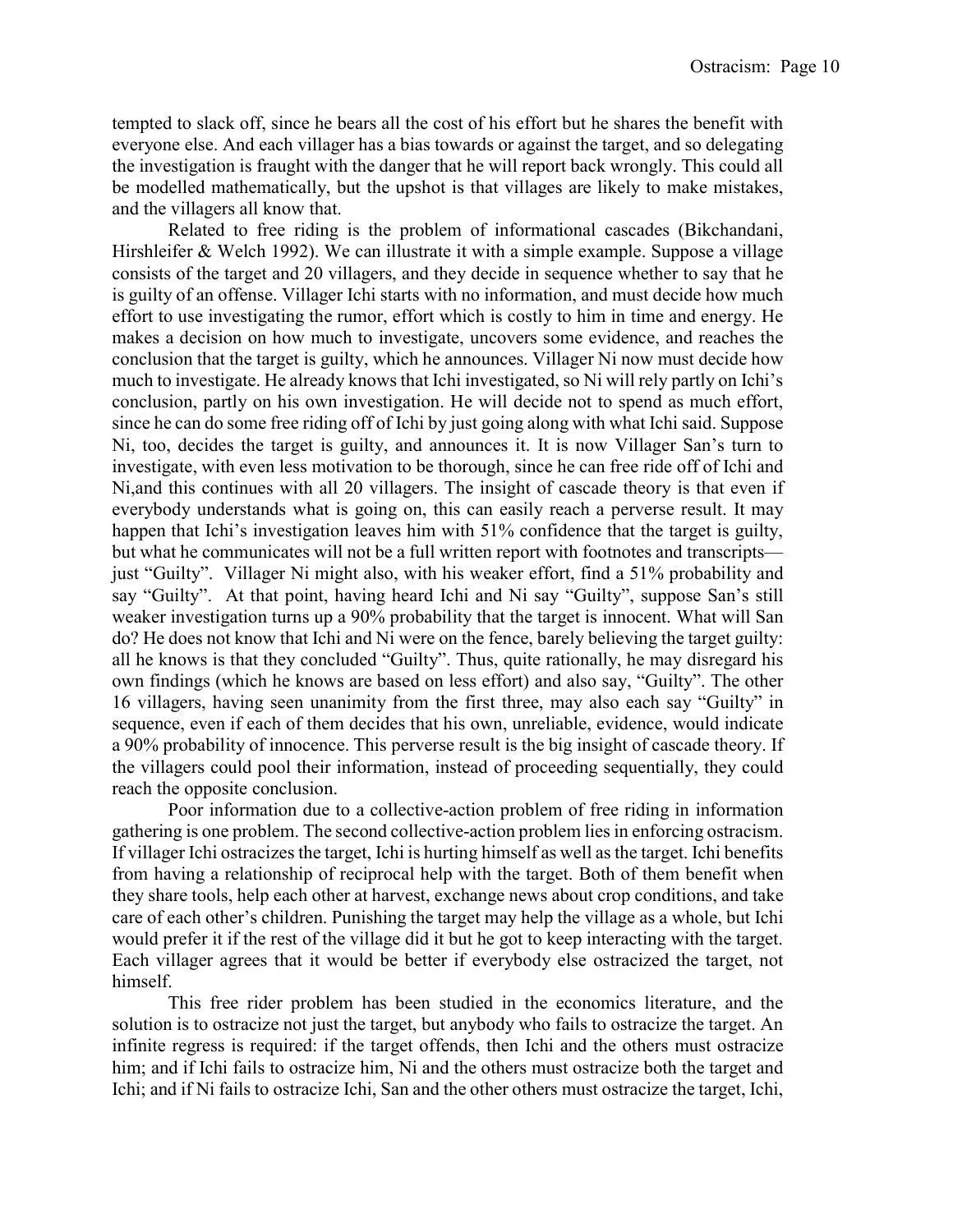tempted to slack off, since he bears all the cost of his effort but he shares the benefit with everyone else. And each villager has a bias towards or against the target, and so delegating the investigation is fraught with the danger that he will report back wrongly. This could all be modelled mathematically, but the upshot is that villages are likely to make mistakes, and the villagers all know that.

Related to free riding is the problem of informational cascades (Bikchandani, Hirshleifer & Welch 1992). We can illustrate it with a simple example. Suppose a village consists of the target and 20 villagers, and they decide in sequence whether to say that he is guilty of an offense. Villager Ichi starts with no information, and must decide how much effort to use investigating the rumor, effort which is costly to him in time and energy. He makes a decision on how much to investigate, uncovers some evidence, and reaches the conclusion that the target is guilty, which he announces. Villager Ni now must decide how much to investigate. He already knows that Ichi investigated, so Ni will rely partly on Ichi's conclusion, partly on his own investigation. He will decide not to spend as much effort, since he can do some free riding off of Ichi by just going along with what Ichi said. Suppose Ni, too, decides the target is guilty, and announces it. It is now Villager San's turn to investigate, with even less motivation to be thorough, since he can free ride off of Ichi and Ni,and this continues with all 20 villagers. The insight of cascade theory is that even if everybody understands what is going on, this can easily reach a perverse result. It may happen that Ichi's investigation leaves him with 51% confidence that the target is guilty, but what he communicates will not be a full written report with footnotes and transcripts—just "Guilty". Villager Ni might also, with his weaker effort, find a 51% probability and say "Guilty". At that point, having heard Ichi and Ni say "Guilty", suppose San's still weaker investigation turns up a 90% probability that the target is innocent. What will San do? He does not know that Ichi and Ni were on the fence, barely believing the target guilty: all he knows is that they concluded "Guilty". Thus, quite rationally, he may disregard his own findings (which he knows are based on less effort) and also say, "Guilty". The other 16 villagers, having seen unanimity from the first three, may also each say "Guilty" in sequence, even if each of them decides that his own, unreliable, evidence, would indicate a 90% probability of innocence. This perverse result is the big insight of cascade theory. If the villagers could pool their information, instead of proceeding sequentially, they could reach the opposite conclusion.

Poor information due to a collective-action problem of free riding in information gathering is one problem. The second collective-action problem lies in enforcing ostracism. If villager Ichi ostracizes the target, Ichi is hurting himself as well as the target. Ichi benefits from having a relationship of reciprocal help with the target. Both of them benefit when they share tools, help each other at harvest, exchange news about crop conditions, and take care of each other's children. Punishing the target may help the village as a whole, but Ichi would prefer it if the rest of the village did it but he got to keep interacting with the target. Each villager agrees that it would be better if everybody else ostracized the target, not himself.

This free rider problem has been studied in the economics literature, and the solution is to ostracize not just the target, but anybody who fails to ostracize the target. An infinite regress is required: if the target offends, then Ichi and the others must ostracize him; and if Ichi fails to ostracize him, Ni and the others must ostracize both the target and Ichi; and if Ni fails to ostracize Ichi, San and the other others must ostracize the target, Ichi,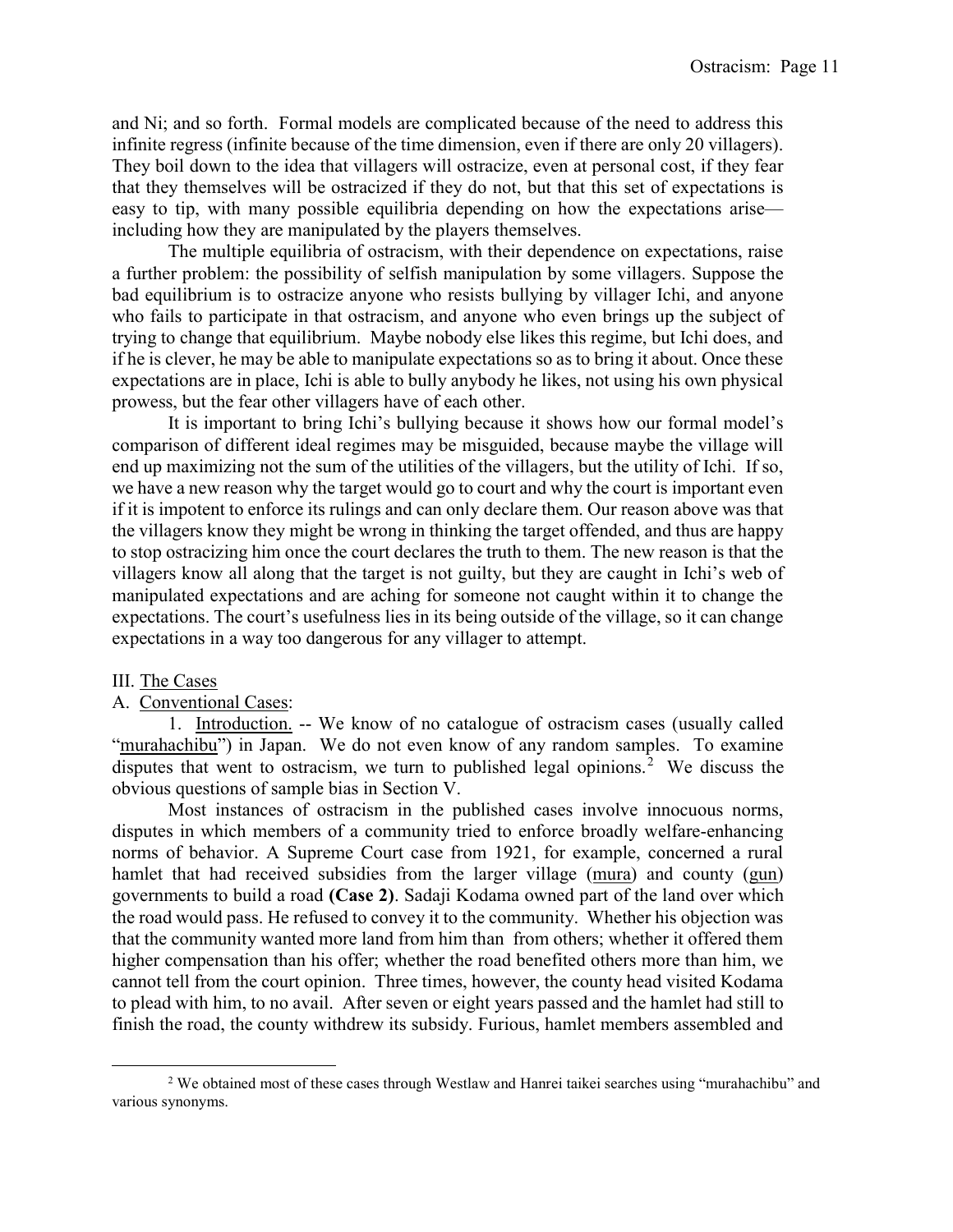and Ni; and so forth. Formal models are complicated because of the need to address this infinite regress (infinite because of the time dimension, even if there are only 20 villagers). They boil down to the idea that villagers will ostracize, even at personal cost, if they fear that they themselves will be ostracized if they do not, but that this set of expectations is easy to tip, with many possible equilibria depending on how the expectations arise—including how they are manipulated by the players themselves.

The multiple equilibria of ostracism, with their dependence on expectations, raise a further problem: the possibility of selfish manipulation by some villagers. Suppose the bad equilibrium is to ostracize anyone who resists bullying by villager Ichi, and anyone who fails to participate in that ostracism, and anyone who even brings up the subject of trying to change that equilibrium. Maybe nobody else likes this regime, but Ichi does, and if he is clever, he may be able to manipulate expectations so as to bring it about. Once these expectations are in place, Ichi is able to bully anybody he likes, not using his own physical prowess, but the fear other villagers have of each other.

It is important to bring Ichi's bullying because it shows how our formal model's comparison of different ideal regimes may be misguided, because maybe the village will end up maximizing not the sum of the utilities of the villagers, but the utility of Ichi. If so, we have a new reason why the target would go to court and why the court is important even if it is impotent to enforce its rulings and can only declare them. Our reason above was that the villagers know they might be wrong in thinking the target offended, and thus are happy to stop ostracizing him once the court declares the truth to them. The new reason is that the villagers know all along that the target is not guilty, but they are caught in Ichi's web of manipulated expectations and are aching for someone not caught within it to change the expectations. The court's usefulness lies in its being outside of the village, so it can change expectations in a way too dangerous for any villager to attempt.

## III. The Cases

### A. Conventional Cases:

1. Introduction. -- We know of no catalogue of ostracism cases (usually called "murahachibu") in Japan. We do not even know of any random samples. To examine disputes that went to ostracism, we turn to published legal opinions.[2] We discuss the obvious questions of sample bias in Section V.

Most instances of ostracism in the published cases involve innocuous norms, disputes in which members of a community tried to enforce broadly welfare-enhancing norms of behavior. A Supreme Court case from 1921, for example, concerned a rural hamlet that had received subsidies from the larger village (mura) and county (gun) governments to build a road **(Case 2)**. Sadaji Kodama owned part of the land over which the road would pass. He refused to convey it to the community. Whether his objection was that the community wanted more land from him than from others; whether it offered them higher compensation than his offer; whether the road benefited others more than him, we cannot tell from the court opinion. Three times, however, the county head visited Kodama to plead with him, to no avail. After seven or eight years passed and the hamlet had still to finish the road, the county withdrew its subsidy. Furious, hamlet members assembled and

[2] We obtained most of these cases through Westlaw and Hanrei taikei searches using "murahachibu" and various synonyms.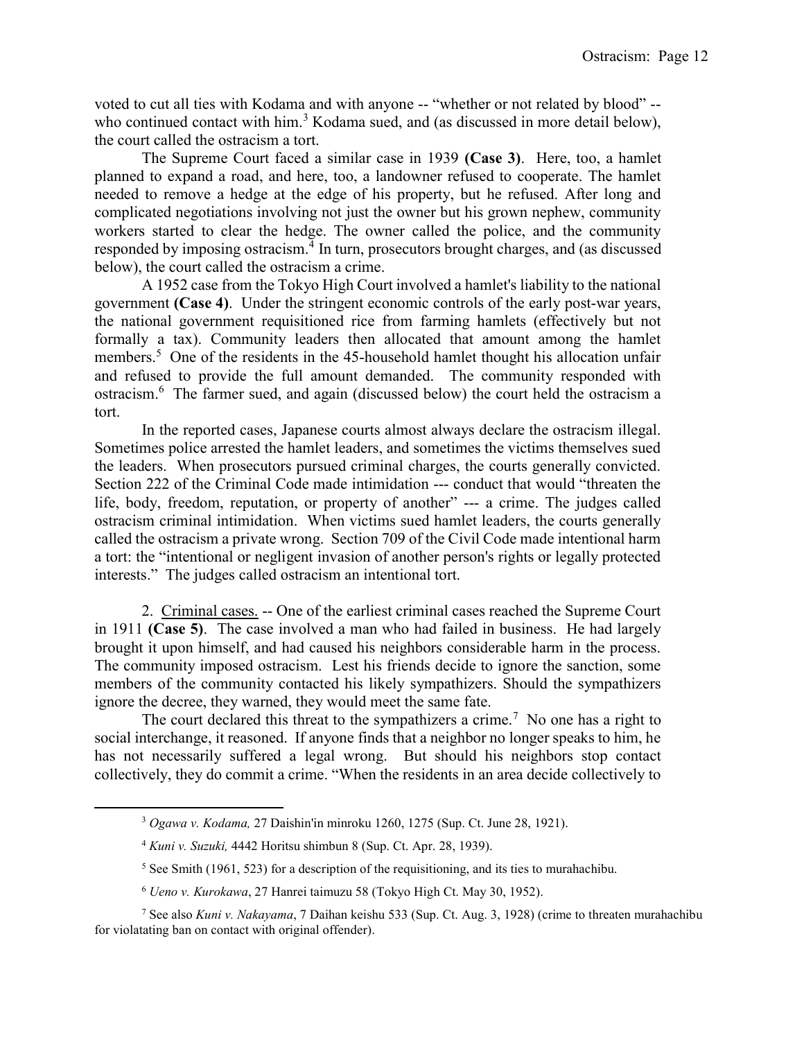voted to cut all ties with Kodama and with anyone -- "whether or not related by blood" -- who continued contact with him.[3] Kodama sued, and (as discussed in more detail below), the court called the ostracism a tort.

The Supreme Court faced a similar case in 1939 **(Case 3)**. Here, too, a hamlet planned to expand a road, and here, too, a landowner refused to cooperate. The hamlet needed to remove a hedge at the edge of his property, but he refused. After long and complicated negotiations involving not just the owner but his grown nephew, community workers started to clear the hedge. The owner called the police, and the community responded by imposing ostracism.[4] In turn, prosecutors brought charges, and (as discussed below), the court called the ostracism a crime.

A 1952 case from the Tokyo High Court involved a hamlet's liability to the national government **(Case 4)**. Under the stringent economic controls of the early post-war years, the national government requisitioned rice from farming hamlets (effectively but not formally a tax). Community leaders then allocated that amount among the hamlet members.[5] One of the residents in the 45-household hamlet thought his allocation unfair and refused to provide the full amount demanded. The community responded with ostracism.[6] The farmer sued, and again (discussed below) the court held the ostracism a tort.

In the reported cases, Japanese courts almost always declare the ostracism illegal. Sometimes police arrested the hamlet leaders, and sometimes the victims themselves sued the leaders. When prosecutors pursued criminal charges, the courts generally convicted. Section 222 of the Criminal Code made intimidation --- conduct that would "threaten the life, body, freedom, reputation, or property of another" --- a crime. The judges called ostracism criminal intimidation. When victims sued hamlet leaders, the courts generally called the ostracism a private wrong. Section 709 of the Civil Code made intentional harm a tort: the "intentional or negligent invasion of another person's rights or legally protected interests." The judges called ostracism an intentional tort.

2. <u>Criminal cases.</u> -- One of the earliest criminal cases reached the Supreme Court in 1911 **(Case 5)**. The case involved a man who had failed in business. He had largely brought it upon himself, and had caused his neighbors considerable harm in the process. The community imposed ostracism. Lest his friends decide to ignore the sanction, some members of the community contacted his likely sympathizers. Should the sympathizers ignore the decree, they warned, they would meet the same fate.

The court declared this threat to the sympathizers a crime.[7] No one has a right to social interchange, it reasoned. If anyone finds that a neighbor no longer speaks to him, he has not necessarily suffered a legal wrong. But should his neighbors stop contact collectively, they do commit a crime. "When the residents in an area decide collectively to

---

[3] *Ogawa v. Kodama,* 27 Daishin'in minroku 1260, 1275 (Sup. Ct. June 28, 1921).

[4] *Kuni v. Suzuki,* 4442 Horitsu shimbun 8 (Sup. Ct. Apr. 28, 1939).

[5] See Smith (1961, 523) for a description of the requisitioning, and its ties to murahachibu.

[6] *Ueno v. Kurokawa*, 27 Hanrei taimuzu 58 (Tokyo High Ct. May 30, 1952).

[7] See also *Kuni v. Nakayama*, 7 Daihan keishu 533 (Sup. Ct. Aug. 3, 1928) (crime to threaten murahachibu for violatating ban on contact with original offender).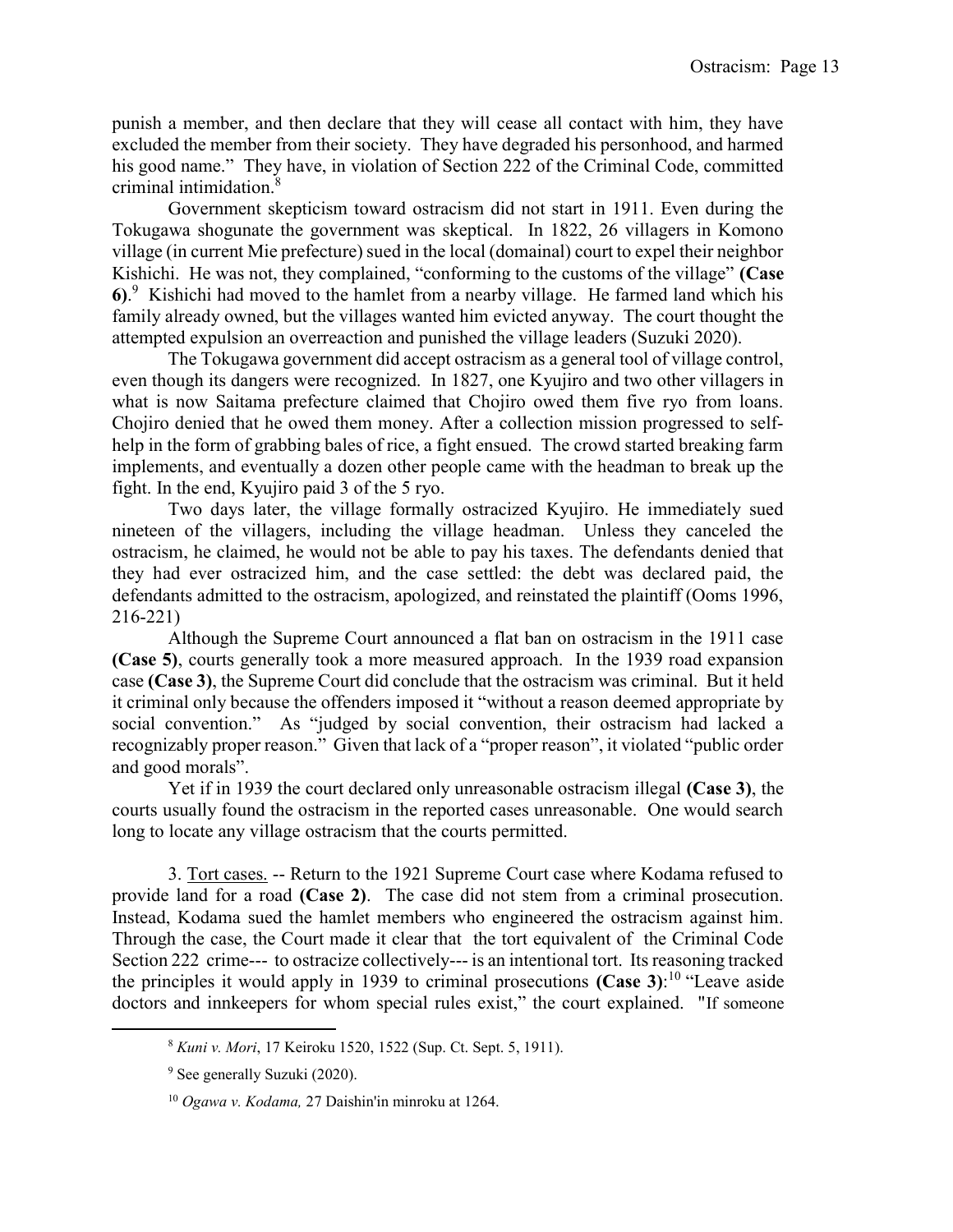punish a member, and then declare that they will cease all contact with him, they have excluded the member from their society. They have degraded his personhood, and harmed his good name." They have, in violation of Section 222 of the Criminal Code, committed criminal intimidation.[8]

Government skepticism toward ostracism did not start in 1911. Even during the Tokugawa shogunate the government was skeptical. In 1822, 26 villagers in Komono village (in current Mie prefecture) sued in the local (domainal) court to expel their neighbor Kishichi. He was not, they complained, "conforming to the customs of the village" **(Case 6)**.[9] Kishichi had moved to the hamlet from a nearby village. He farmed land which his family already owned, but the villages wanted him evicted anyway. The court thought the attempted expulsion an overreaction and punished the village leaders (Suzuki 2020).

The Tokugawa government did accept ostracism as a general tool of village control, even though its dangers were recognized. In 1827, one Kyujiro and two other villagers in what is now Saitama prefecture claimed that Chojiro owed them five ryo from loans. Chojiro denied that he owed them money. After a collection mission progressed to self-help in the form of grabbing bales of rice, a fight ensued. The crowd started breaking farm implements, and eventually a dozen other people came with the headman to break up the fight. In the end, Kyujiro paid 3 of the 5 ryo.

Two days later, the village formally ostracized Kyujiro. He immediately sued nineteen of the villagers, including the village headman. Unless they canceled the ostracism, he claimed, he would not be able to pay his taxes. The defendants denied that they had ever ostracized him, and the case settled: the debt was declared paid, the defendants admitted to the ostracism, apologized, and reinstated the plaintiff (Ooms 1996, 216-221)

Although the Supreme Court announced a flat ban on ostracism in the 1911 case **(Case 5)**, courts generally took a more measured approach. In the 1939 road expansion case **(Case 3)**, the Supreme Court did conclude that the ostracism was criminal. But it held it criminal only because the offenders imposed it "without a reason deemed appropriate by social convention." As "judged by social convention, their ostracism had lacked a recognizably proper reason." Given that lack of a "proper reason", it violated "public order and good morals".

Yet if in 1939 the court declared only unreasonable ostracism illegal **(Case 3)**, the courts usually found the ostracism in the reported cases unreasonable. One would search long to locate any village ostracism that the courts permitted.

3. <u>Tort cases.</u> -- Return to the 1921 Supreme Court case where Kodama refused to provide land for a road **(Case 2)**. The case did not stem from a criminal prosecution. Instead, Kodama sued the hamlet members who engineered the ostracism against him. Through the case, the Court made it clear that the tort equivalent of the Criminal Code Section 222 crime--- to ostracize collectively--- is an intentional tort. Its reasoning tracked the principles it would apply in 1939 to criminal prosecutions **(Case 3)**:[10] "Leave aside doctors and innkeepers for whom special rules exist," the court explained. "If someone

---

[8] *Kuni v. Mori*, 17 Keiroku 1520, 1522 (Sup. Ct. Sept. 5, 1911).

[9] See generally Suzuki (2020).

[10] *Ogawa v. Kodama,* 27 Daishin'in minroku at 1264.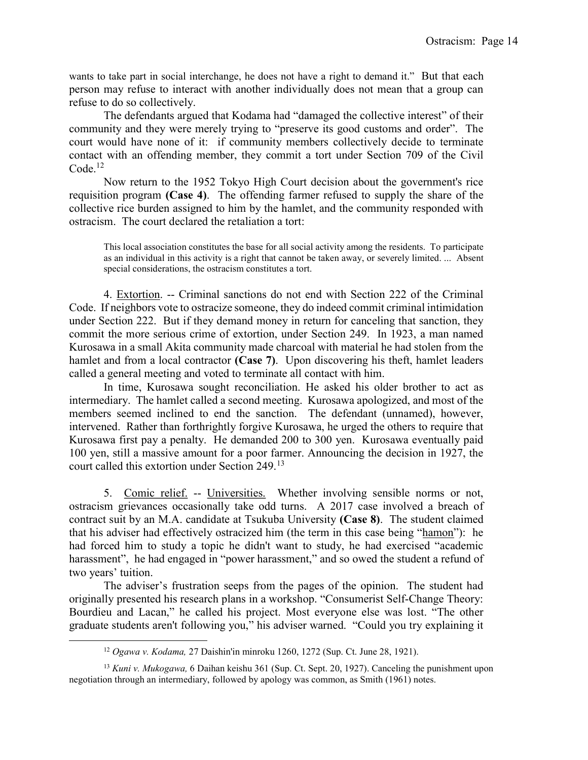wants to take part in social interchange, he does not have a right to demand it." But that each person may refuse to interact with another individually does not mean that a group can refuse to do so collectively.

The defendants argued that Kodama had "damaged the collective interest" of their community and they were merely trying to "preserve its good customs and order". The court would have none of it: if community members collectively decide to terminate contact with an offending member, they commit a tort under Section 709 of the Civil Code.[12]

Now return to the 1952 Tokyo High Court decision about the government's rice requisition program **(Case 4)**. The offending farmer refused to supply the share of the collective rice burden assigned to him by the hamlet, and the community responded with ostracism. The court declared the retaliation a tort:

> This local association constitutes the base for all social activity among the residents. To participate as an individual in this activity is a right that cannot be taken away, or severely limited. ... Absent special considerations, the ostracism constitutes a tort.

4. Extortion. -- Criminal sanctions do not end with Section 222 of the Criminal Code. If neighbors vote to ostracize someone, they do indeed commit criminal intimidation under Section 222. But if they demand money in return for canceling that sanction, they commit the more serious crime of extortion, under Section 249. In 1923, a man named Kurosawa in a small Akita community made charcoal with material he had stolen from the hamlet and from a local contractor **(Case 7)**. Upon discovering his theft, hamlet leaders called a general meeting and voted to terminate all contact with him.

In time, Kurosawa sought reconciliation. He asked his older brother to act as intermediary. The hamlet called a second meeting. Kurosawa apologized, and most of the members seemed inclined to end the sanction. The defendant (unnamed), however, intervened. Rather than forthrightly forgive Kurosawa, he urged the others to require that Kurosawa first pay a penalty. He demanded 200 to 300 yen. Kurosawa eventually paid 100 yen, still a massive amount for a poor farmer. Announcing the decision in 1927, the court called this extortion under Section 249.[13]

5. Comic relief. -- Universities. Whether involving sensible norms or not, ostracism grievances occasionally take odd turns. A 2017 case involved a breach of contract suit by an M.A. candidate at Tsukuba University **(Case 8)**. The student claimed that his adviser had effectively ostracized him (the term in this case being "hamon"): he had forced him to study a topic he didn't want to study, he had exercised "academic harassment", he had engaged in "power harassment," and so owed the student a refund of two years' tuition.

The adviser's frustration seeps from the pages of the opinion. The student had originally presented his research plans in a workshop. "Consumerist Self-Change Theory: Bourdieu and Lacan," he called his project. Most everyone else was lost. "The other graduate students aren't following you," his adviser warned. "Could you try explaining it

---

[12] *Ogawa v. Kodama,* 27 Daishin'in minroku 1260, 1272 (Sup. Ct. June 28, 1921).

[13] *Kuni v. Mukogawa,* 6 Daihan keishu 361 (Sup. Ct. Sept. 20, 1927). Canceling the punishment upon negotiation through an intermediary, followed by apology was common, as Smith (1961) notes.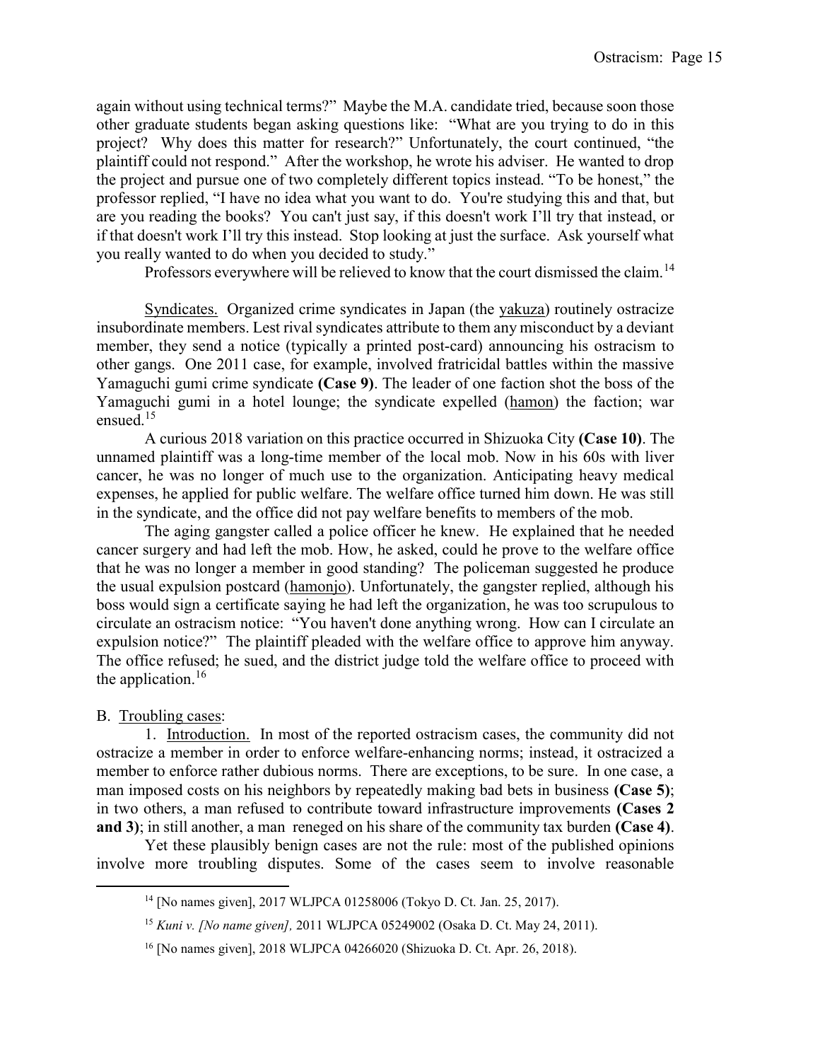again without using technical terms?" Maybe the M.A. candidate tried, because soon those other graduate students began asking questions like: "What are you trying to do in this project? Why does this matter for research?" Unfortunately, the court continued, "the plaintiff could not respond." After the workshop, he wrote his adviser. He wanted to drop the project and pursue one of two completely different topics instead. "To be honest," the professor replied, "I have no idea what you want to do. You're studying this and that, but are you reading the books? You can't just say, if this doesn't work I'll try that instead, or if that doesn't work I'll try this instead. Stop looking at just the surface. Ask yourself what you really wanted to do when you decided to study."

Professors everywhere will be relieved to know that the court dismissed the claim.[14]

<u>Syndicates.</u> Organized crime syndicates in Japan (the <u>yakuza</u>) routinely ostracize insubordinate members. Lest rival syndicates attribute to them any misconduct by a deviant member, they send a notice (typically a printed post-card) announcing his ostracism to other gangs. One 2011 case, for example, involved fratricidal battles within the massive Yamaguchi gumi crime syndicate **(Case 9)**. The leader of one faction shot the boss of the Yamaguchi gumi in a hotel lounge; the syndicate expelled (<u>hamon</u>) the faction; war ensued.[15]

A curious 2018 variation on this practice occurred in Shizuoka City **(Case 10)**. The unnamed plaintiff was a long-time member of the local mob. Now in his 60s with liver cancer, he was no longer of much use to the organization. Anticipating heavy medical expenses, he applied for public welfare. The welfare office turned him down. He was still in the syndicate, and the office did not pay welfare benefits to members of the mob.

The aging gangster called a police officer he knew. He explained that he needed cancer surgery and had left the mob. How, he asked, could he prove to the welfare office that he was no longer a member in good standing? The policeman suggested he produce the usual expulsion postcard (<u>hamonjo</u>). Unfortunately, the gangster replied, although his boss would sign a certificate saying he had left the organization, he was too scrupulous to circulate an ostracism notice: "You haven't done anything wrong. How can I circulate an expulsion notice?" The plaintiff pleaded with the welfare office to approve him anyway. The office refused; he sued, and the district judge told the welfare office to proceed with the application.[16]

B. <u>Troubling cases</u>:

1. <u>Introduction.</u> In most of the reported ostracism cases, the community did not ostracize a member in order to enforce welfare-enhancing norms; instead, it ostracized a member to enforce rather dubious norms. There are exceptions, to be sure. In one case, a man imposed costs on his neighbors by repeatedly making bad bets in business **(Case 5)**; in two others, a man refused to contribute toward infrastructure improvements **(Cases 2 and 3)**; in still another, a man reneged on his share of the community tax burden **(Case 4)**.

Yet these plausibly benign cases are not the rule: most of the published opinions involve more troubling disputes. Some of the cases seem to involve reasonable

---

[14] [No names given], 2017 WLJPCA 01258006 (Tokyo D. Ct. Jan. 25, 2017).

[15] *Kuni v. [No name given],* 2011 WLJPCA 05249002 (Osaka D. Ct. May 24, 2011).

[16] [No names given], 2018 WLJPCA 04266020 (Shizuoka D. Ct. Apr. 26, 2018).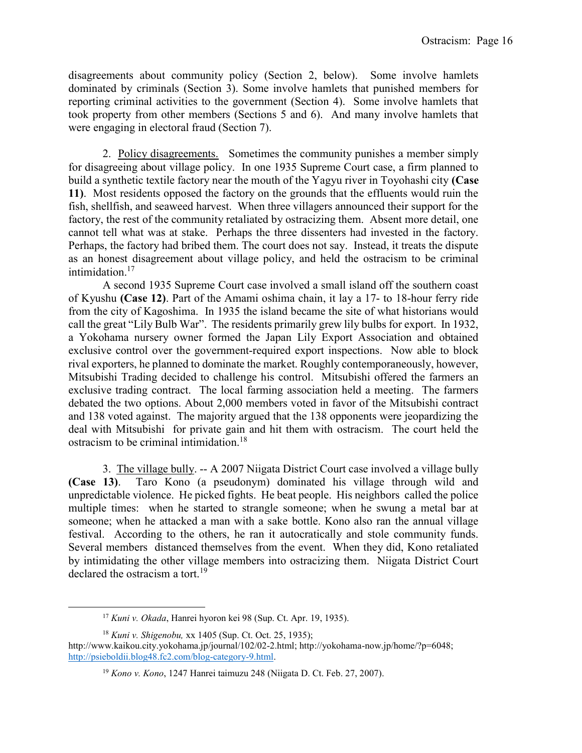disagreements about community policy (Section 2, below). Some involve hamlets dominated by criminals (Section 3). Some involve hamlets that punished members for reporting criminal activities to the government (Section 4). Some involve hamlets that took property from other members (Sections 5 and 6). And many involve hamlets that were engaging in electoral fraud (Section 7).

2. Policy disagreements. Sometimes the community punishes a member simply for disagreeing about village policy. In one 1935 Supreme Court case, a firm planned to build a synthetic textile factory near the mouth of the Yagyu river in Toyohashi city **(Case 11)**. Most residents opposed the factory on the grounds that the effluents would ruin the fish, shellfish, and seaweed harvest. When three villagers announced their support for the factory, the rest of the community retaliated by ostracizing them. Absent more detail, one cannot tell what was at stake. Perhaps the three dissenters had invested in the factory. Perhaps, the factory had bribed them. The court does not say. Instead, it treats the dispute as an honest disagreement about village policy, and held the ostracism to be criminal intimidation.[17]

A second 1935 Supreme Court case involved a small island off the southern coast of Kyushu **(Case 12)**. Part of the Amami oshima chain, it lay a 17- to 18-hour ferry ride from the city of Kagoshima. In 1935 the island became the site of what historians would call the great "Lily Bulb War". The residents primarily grew lily bulbs for export. In 1932, a Yokohama nursery owner formed the Japan Lily Export Association and obtained exclusive control over the government-required export inspections. Now able to block rival exporters, he planned to dominate the market. Roughly contemporaneously, however, Mitsubishi Trading decided to challenge his control. Mitsubishi offered the farmers an exclusive trading contract. The local farming association held a meeting. The farmers debated the two options. About 2,000 members voted in favor of the Mitsubishi contract and 138 voted against. The majority argued that the 138 opponents were jeopardizing the deal with Mitsubishi for private gain and hit them with ostracism. The court held the ostracism to be criminal intimidation.[18]

3. The village bully. -- A 2007 Niigata District Court case involved a village bully **(Case 13)**. Taro Kono (a pseudonym) dominated his village through wild and unpredictable violence. He picked fights. He beat people. His neighbors called the police multiple times: when he started to strangle someone; when he swung a metal bar at someone; when he attacked a man with a sake bottle. Kono also ran the annual village festival. According to the others, he ran it autocratically and stole community funds. Several members distanced themselves from the event. When they did, Kono retaliated by intimidating the other village members into ostracizing them. Niigata District Court declared the ostracism a tort.[19]

---

[17] *Kuni v. Okada*, Hanrei hyoron kei 98 (Sup. Ct. Apr. 19, 1935).

[18] *Kuni v. Shigenobu,* xx 1405 (Sup. Ct. Oct. 25, 1935); http://www.kaikou.city.yokohama.jp/journal/102/02-2.html; http://yokohama-now.jp/home/?p=6048; http://psieboldii.blog48.fc2.com/blog-category-9.html.

[19] *Kono v. Kono*, 1247 Hanrei taimuzu 248 (Niigata D. Ct. Feb. 27, 2007).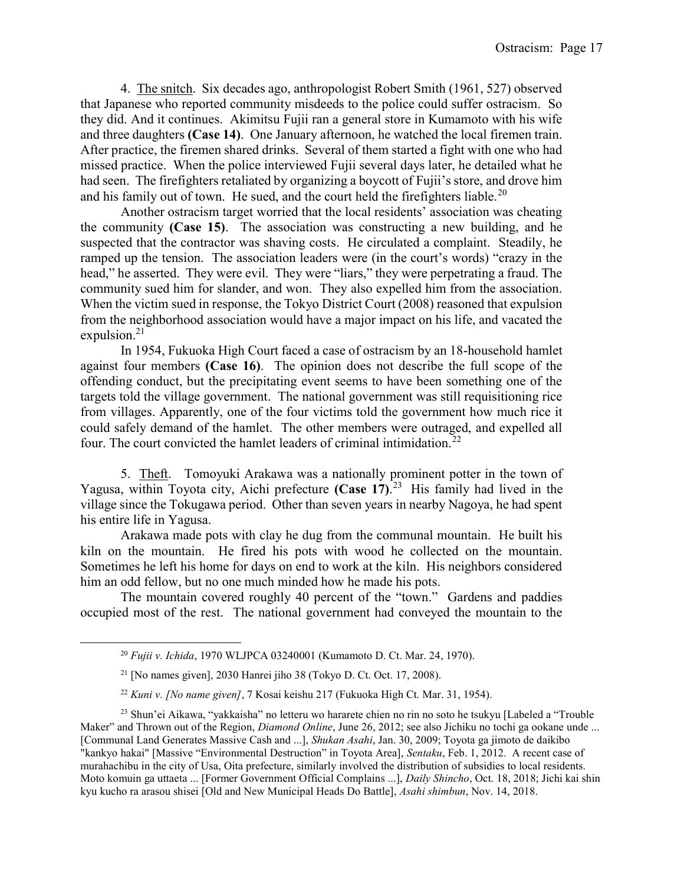4. <u>The snitch</u>. Six decades ago, anthropologist Robert Smith (1961, 527) observed that Japanese who reported community misdeeds to the police could suffer ostracism. So they did. And it continues. Akimitsu Fujii ran a general store in Kumamoto with his wife and three daughters **(Case 14)**. One January afternoon, he watched the local firemen train. After practice, the firemen shared drinks. Several of them started a fight with one who had missed practice. When the police interviewed Fujii several days later, he detailed what he had seen. The firefighters retaliated by organizing a boycott of Fujii's store, and drove him and his family out of town. He sued, and the court held the firefighters liable.[20]

Another ostracism target worried that the local residents' association was cheating the community **(Case 15)**. The association was constructing a new building, and he suspected that the contractor was shaving costs. He circulated a complaint. Steadily, he ramped up the tension. The association leaders were (in the court's words) "crazy in the head," he asserted. They were evil. They were "liars," they were perpetrating a fraud. The community sued him for slander, and won. They also expelled him from the association. When the victim sued in response, the Tokyo District Court (2008) reasoned that expulsion from the neighborhood association would have a major impact on his life, and vacated the expulsion.[21]

In 1954, Fukuoka High Court faced a case of ostracism by an 18-household hamlet against four members **(Case 16)**. The opinion does not describe the full scope of the offending conduct, but the precipitating event seems to have been something one of the targets told the village government. The national government was still requisitioning rice from villages. Apparently, one of the four victims told the government how much rice it could safely demand of the hamlet. The other members were outraged, and expelled all four. The court convicted the hamlet leaders of criminal intimidation.[22]

5. <u>Theft</u>. Tomoyuki Arakawa was a nationally prominent potter in the town of Yagusa, within Toyota city, Aichi prefecture **(Case 17)**.[23] His family had lived in the village since the Tokugawa period. Other than seven years in nearby Nagoya, he had spent his entire life in Yagusa.

Arakawa made pots with clay he dug from the communal mountain. He built his kiln on the mountain. He fired his pots with wood he collected on the mountain. Sometimes he left his home for days on end to work at the kiln. His neighbors considered him an odd fellow, but no one much minded how he made his pots.

The mountain covered roughly 40 percent of the "town." Gardens and paddies occupied most of the rest. The national government had conveyed the mountain to the

---

[20] *Fujii v. Ichida*, 1970 WLJPCA 03240001 (Kumamoto D. Ct. Mar. 24, 1970).

[21] [No names given], 2030 Hanrei jiho 38 (Tokyo D. Ct. Oct. 17, 2008).

[22] *Kuni v. [No name given]*, 7 Kosai keishu 217 (Fukuoka High Ct. Mar. 31, 1954).

[23] Shun'ei Aikawa, "yakkaisha" no letteru wo hararete chien no rin no soto he tsukyu [Labeled a "Trouble Maker" and Thrown out of the Region, *Diamond Online*, June 26, 2012; see also Jichiku no tochi ga ookane unde ... [Communal Land Generates Massive Cash and ...], *Shukan Asahi*, Jan. 30, 2009; Toyota ga jimoto de daikibo "kankyo hakai" [Massive "Environmental Destruction" in Toyota Area], *Sentaku*, Feb. 1, 2012. A recent case of murahachibu in the city of Usa, Oita prefecture, similarly involved the distribution of subsidies to local residents. Moto komuin ga uttaeta ... [Former Government Official Complains ...], *Daily Shincho*, Oct. 18, 2018; Jichi kai shin kyu kucho ra arasou shisei [Old and New Municipal Heads Do Battle], *Asahi shimbun*, Nov. 14, 2018.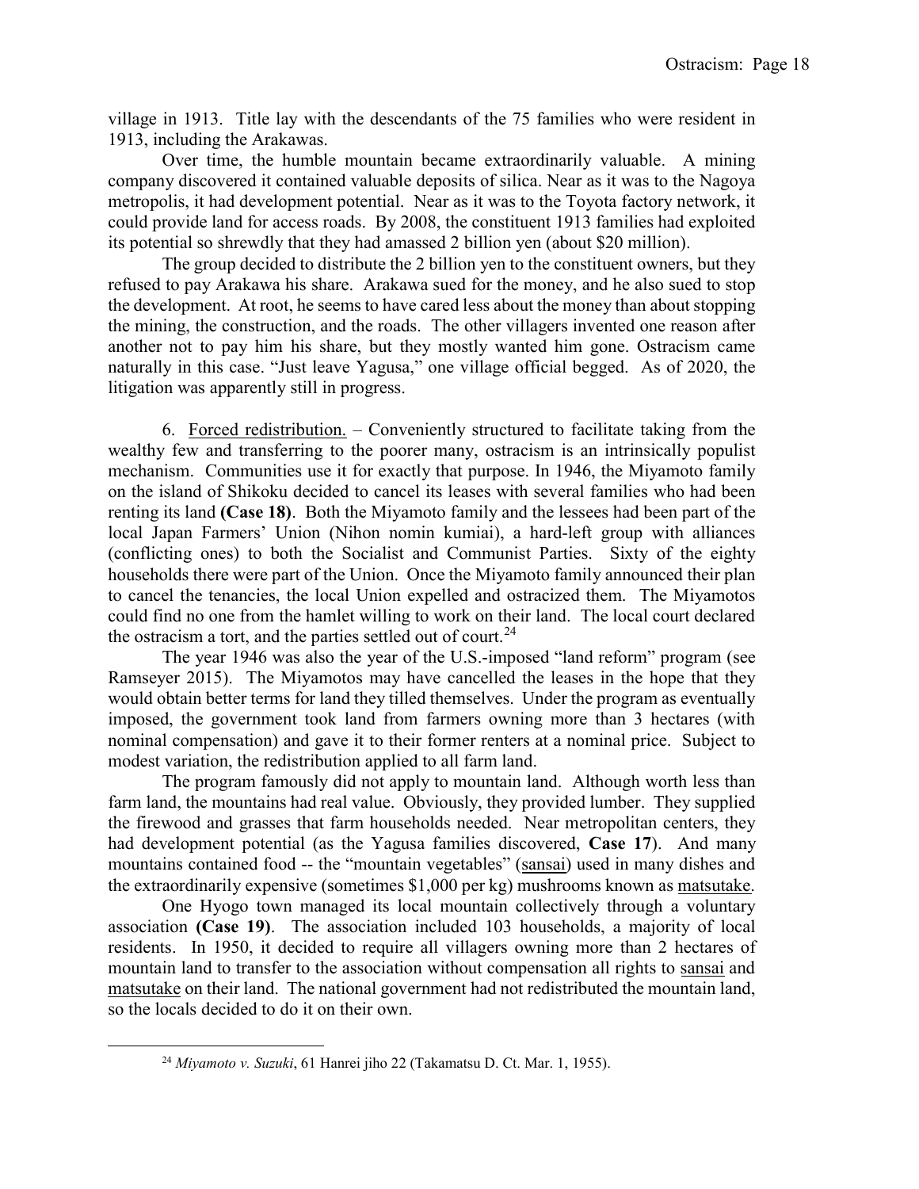village in 1913. Title lay with the descendants of the 75 families who were resident in 1913, including the Arakawas.

Over time, the humble mountain became extraordinarily valuable. A mining company discovered it contained valuable deposits of silica. Near as it was to the Nagoya metropolis, it had development potential. Near as it was to the Toyota factory network, it could provide land for access roads. By 2008, the constituent 1913 families had exploited its potential so shrewdly that they had amassed 2 billion yen (about $20 million).

The group decided to distribute the 2 billion yen to the constituent owners, but they refused to pay Arakawa his share. Arakawa sued for the money, and he also sued to stop the development. At root, he seems to have cared less about the money than about stopping the mining, the construction, and the roads. The other villagers invented one reason after another not to pay him his share, but they mostly wanted him gone. Ostracism came naturally in this case. "Just leave Yagusa," one village official begged. As of 2020, the litigation was apparently still in progress.

6. Forced redistribution. – Conveniently structured to facilitate taking from the wealthy few and transferring to the poorer many, ostracism is an intrinsically populist mechanism. Communities use it for exactly that purpose. In 1946, the Miyamoto family on the island of Shikoku decided to cancel its leases with several families who had been renting its land **(Case 18)**. Both the Miyamoto family and the lessees had been part of the local Japan Farmers' Union (Nihon nomin kumiai), a hard-left group with alliances (conflicting ones) to both the Socialist and Communist Parties. Sixty of the eighty households there were part of the Union. Once the Miyamoto family announced their plan to cancel the tenancies, the local Union expelled and ostracized them. The Miyamotos could find no one from the hamlet willing to work on their land. The local court declared the ostracism a tort, and the parties settled out of court.[24]

The year 1946 was also the year of the U.S.-imposed "land reform" program (see Ramseyer 2015). The Miyamotos may have cancelled the leases in the hope that they would obtain better terms for land they tilled themselves. Under the program as eventually imposed, the government took land from farmers owning more than 3 hectares (with nominal compensation) and gave it to their former renters at a nominal price. Subject to modest variation, the redistribution applied to all farm land.

The program famously did not apply to mountain land. Although worth less than farm land, the mountains had real value. Obviously, they provided lumber. They supplied the firewood and grasses that farm households needed. Near metropolitan centers, they had development potential (as the Yagusa families discovered, **Case 17**). And many mountains contained food -- the "mountain vegetables" (sansai) used in many dishes and the extraordinarily expensive (sometimes $1,000 per kg) mushrooms known as matsutake.

One Hyogo town managed its local mountain collectively through a voluntary association **(Case 19)**. The association included 103 households, a majority of local residents. In 1950, it decided to require all villagers owning more than 2 hectares of mountain land to transfer to the association without compensation all rights to sansai and matsutake on their land. The national government had not redistributed the mountain land, so the locals decided to do it on their own.

[24] *Miyamoto v. Suzuki*, 61 Hanrei jiho 22 (Takamatsu D. Ct. Mar. 1, 1955).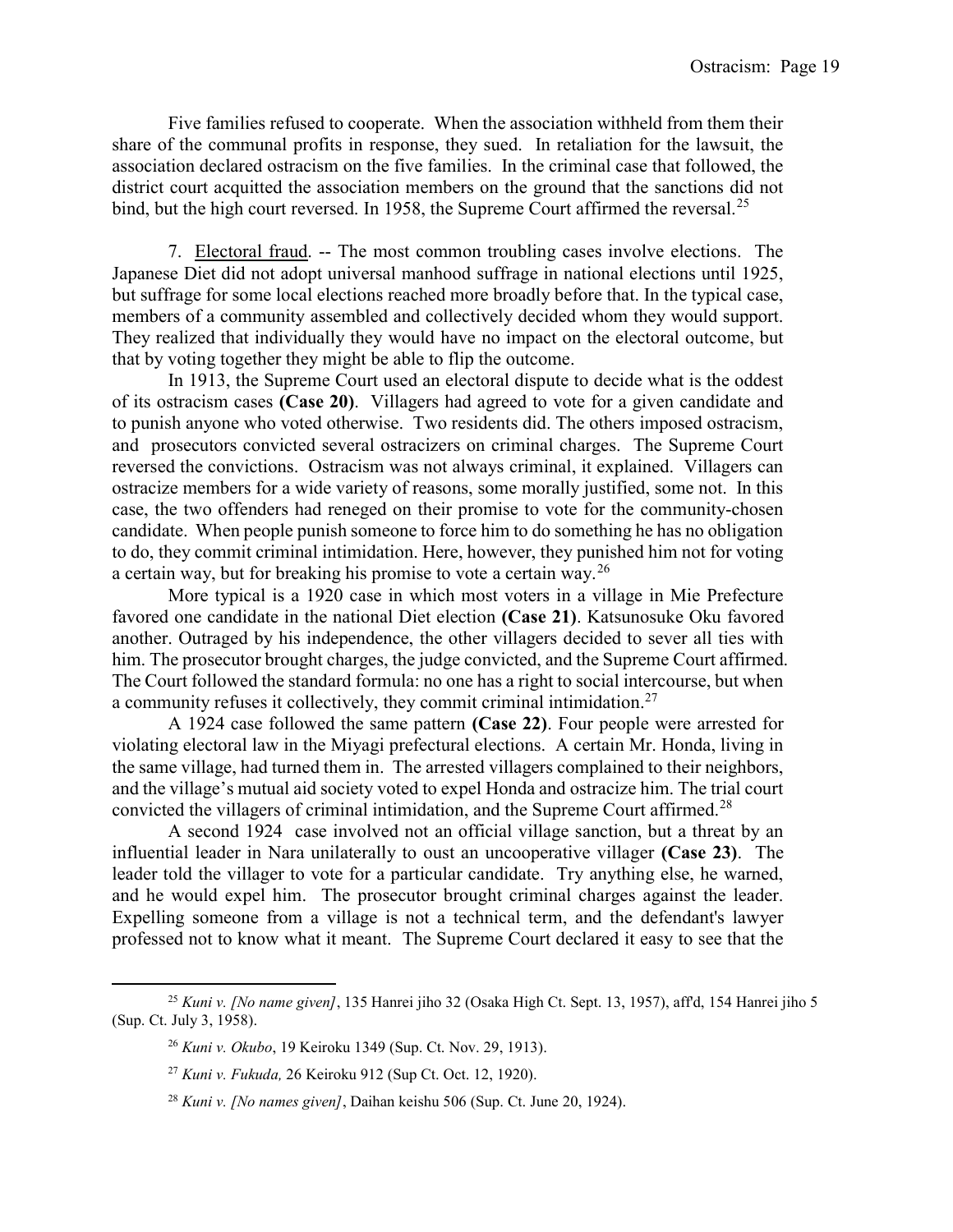Five families refused to cooperate. When the association withheld from them their share of the communal profits in response, they sued. In retaliation for the lawsuit, the association declared ostracism on the five families. In the criminal case that followed, the district court acquitted the association members on the ground that the sanctions did not bind, but the high court reversed. In 1958, the Supreme Court affirmed the reversal.[25]

7. Electoral fraud. -- The most common troubling cases involve elections. The Japanese Diet did not adopt universal manhood suffrage in national elections until 1925, but suffrage for some local elections reached more broadly before that. In the typical case, members of a community assembled and collectively decided whom they would support. They realized that individually they would have no impact on the electoral outcome, but that by voting together they might be able to flip the outcome.

In 1913, the Supreme Court used an electoral dispute to decide what is the oddest of its ostracism cases **(Case 20)**. Villagers had agreed to vote for a given candidate and to punish anyone who voted otherwise. Two residents did. The others imposed ostracism, and prosecutors convicted several ostracizers on criminal charges. The Supreme Court reversed the convictions. Ostracism was not always criminal, it explained. Villagers can ostracize members for a wide variety of reasons, some morally justified, some not. In this case, the two offenders had reneged on their promise to vote for the community-chosen candidate. When people punish someone to force him to do something he has no obligation to do, they commit criminal intimidation. Here, however, they punished him not for voting a certain way, but for breaking his promise to vote a certain way.[26]

More typical is a 1920 case in which most voters in a village in Mie Prefecture favored one candidate in the national Diet election **(Case 21)**. Katsunosuke Oku favored another. Outraged by his independence, the other villagers decided to sever all ties with him. The prosecutor brought charges, the judge convicted, and the Supreme Court affirmed. The Court followed the standard formula: no one has a right to social intercourse, but when a community refuses it collectively, they commit criminal intimidation.[27]

A 1924 case followed the same pattern **(Case 22)**. Four people were arrested for violating electoral law in the Miyagi prefectural elections. A certain Mr. Honda, living in the same village, had turned them in. The arrested villagers complained to their neighbors, and the village's mutual aid society voted to expel Honda and ostracize him. The trial court convicted the villagers of criminal intimidation, and the Supreme Court affirmed.[28]

A second 1924 case involved not an official village sanction, but a threat by an influential leader in Nara unilaterally to oust an uncooperative villager **(Case 23)**. The leader told the villager to vote for a particular candidate. Try anything else, he warned, and he would expel him. The prosecutor brought criminal charges against the leader. Expelling someone from a village is not a technical term, and the defendant's lawyer professed not to know what it meant. The Supreme Court declared it easy to see that the

---

[25] *Kuni v. [No name given]*, 135 Hanrei jiho 32 (Osaka High Ct. Sept. 13, 1957), aff'd, 154 Hanrei jiho 5 (Sup. Ct. July 3, 1958).

[26] *Kuni v. Okubo*, 19 Keiroku 1349 (Sup. Ct. Nov. 29, 1913).

[27] *Kuni v. Fukuda,* 26 Keiroku 912 (Sup Ct. Oct. 12, 1920).

[28] *Kuni v. [No names given]*, Daihan keishu 506 (Sup. Ct. June 20, 1924).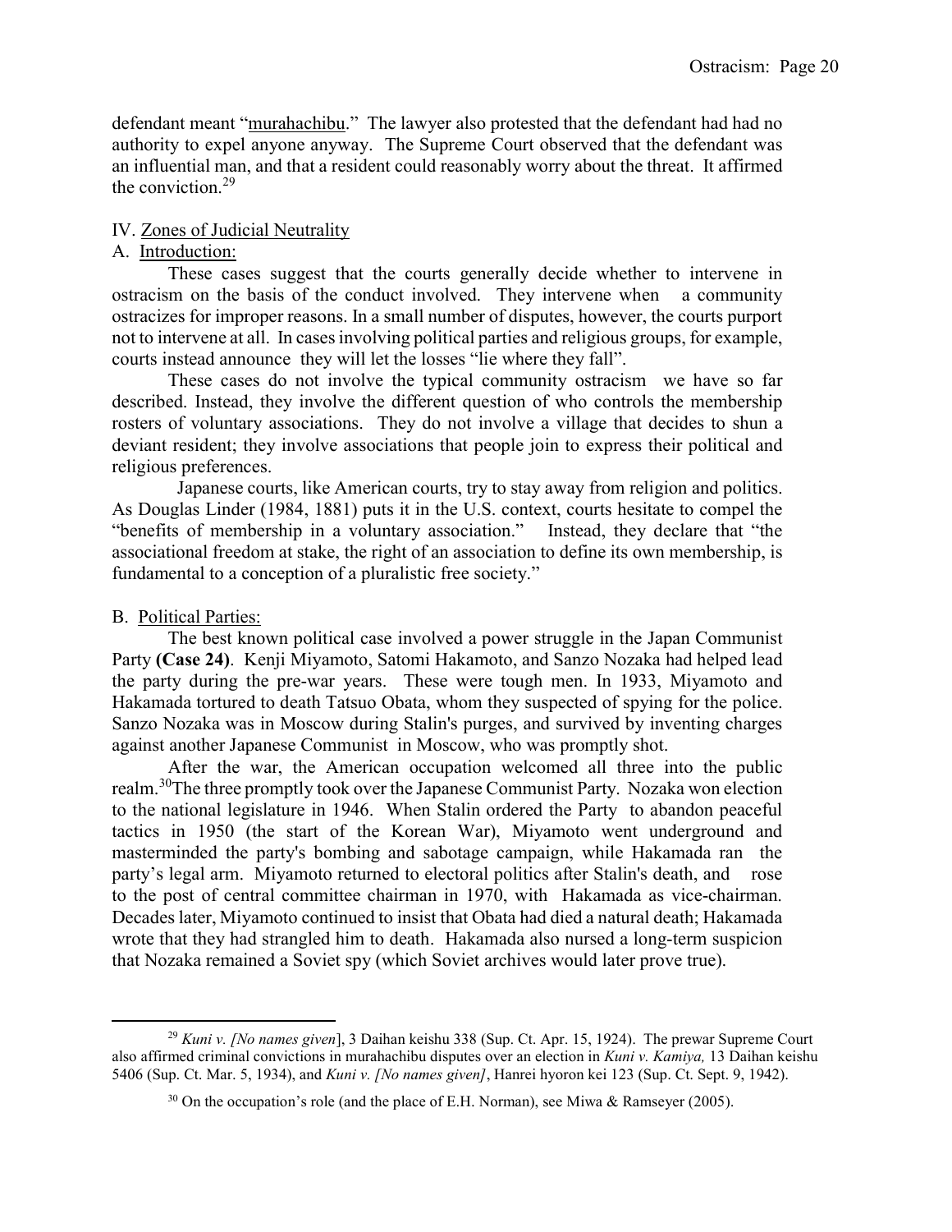defendant meant "murahachibu." The lawyer also protested that the defendant had had no authority to expel anyone anyway. The Supreme Court observed that the defendant was an influential man, and that a resident could reasonably worry about the threat. It affirmed the conviction.[29]

## IV. Zones of Judicial Neutrality

### A. Introduction:

These cases suggest that the courts generally decide whether to intervene in ostracism on the basis of the conduct involved. They intervene when a community ostracizes for improper reasons. In a small number of disputes, however, the courts purport not to intervene at all. In cases involving political parties and religious groups, for example, courts instead announce they will let the losses "lie where they fall".

These cases do not involve the typical community ostracism we have so far described. Instead, they involve the different question of who controls the membership rosters of voluntary associations. They do not involve a village that decides to shun a deviant resident; they involve associations that people join to express their political and religious preferences.

Japanese courts, like American courts, try to stay away from religion and politics. As Douglas Linder (1984, 1881) puts it in the U.S. context, courts hesitate to compel the "benefits of membership in a voluntary association." Instead, they declare that "the associational freedom at stake, the right of an association to define its own membership, is fundamental to a conception of a pluralistic free society."

### B. Political Parties:

The best known political case involved a power struggle in the Japan Communist Party **(Case 24)**. Kenji Miyamoto, Satomi Hakamoto, and Sanzo Nozaka had helped lead the party during the pre-war years. These were tough men. In 1933, Miyamoto and Hakamada tortured to death Tatsuo Obata, whom they suspected of spying for the police. Sanzo Nozaka was in Moscow during Stalin's purges, and survived by inventing charges against another Japanese Communist in Moscow, who was promptly shot.

After the war, the American occupation welcomed all three into the public realm.[30] The three promptly took over the Japanese Communist Party. Nozaka won election to the national legislature in 1946. When Stalin ordered the Party to abandon peaceful tactics in 1950 (the start of the Korean War), Miyamoto went underground and masterminded the party's bombing and sabotage campaign, while Hakamada ran the party's legal arm. Miyamoto returned to electoral politics after Stalin's death, and rose to the post of central committee chairman in 1970, with Hakamada as vice-chairman. Decades later, Miyamoto continued to insist that Obata had died a natural death; Hakamada wrote that they had strangled him to death. Hakamada also nursed a long-term suspicion that Nozaka remained a Soviet spy (which Soviet archives would later prove true).

---

[29] *Kuni v. [No names given]*, 3 Daihan keishu 338 (Sup. Ct. Apr. 15, 1924). The prewar Supreme Court also affirmed criminal convictions in murahachibu disputes over an election in *Kuni v. Kamiya,* 13 Daihan keishu 5406 (Sup. Ct. Mar. 5, 1934), and *Kuni v. [No names given]*, Hanrei hyoron kei 123 (Sup. Ct. Sept. 9, 1942).

[30] On the occupation's role (and the place of E.H. Norman), see Miwa & Ramseyer (2005).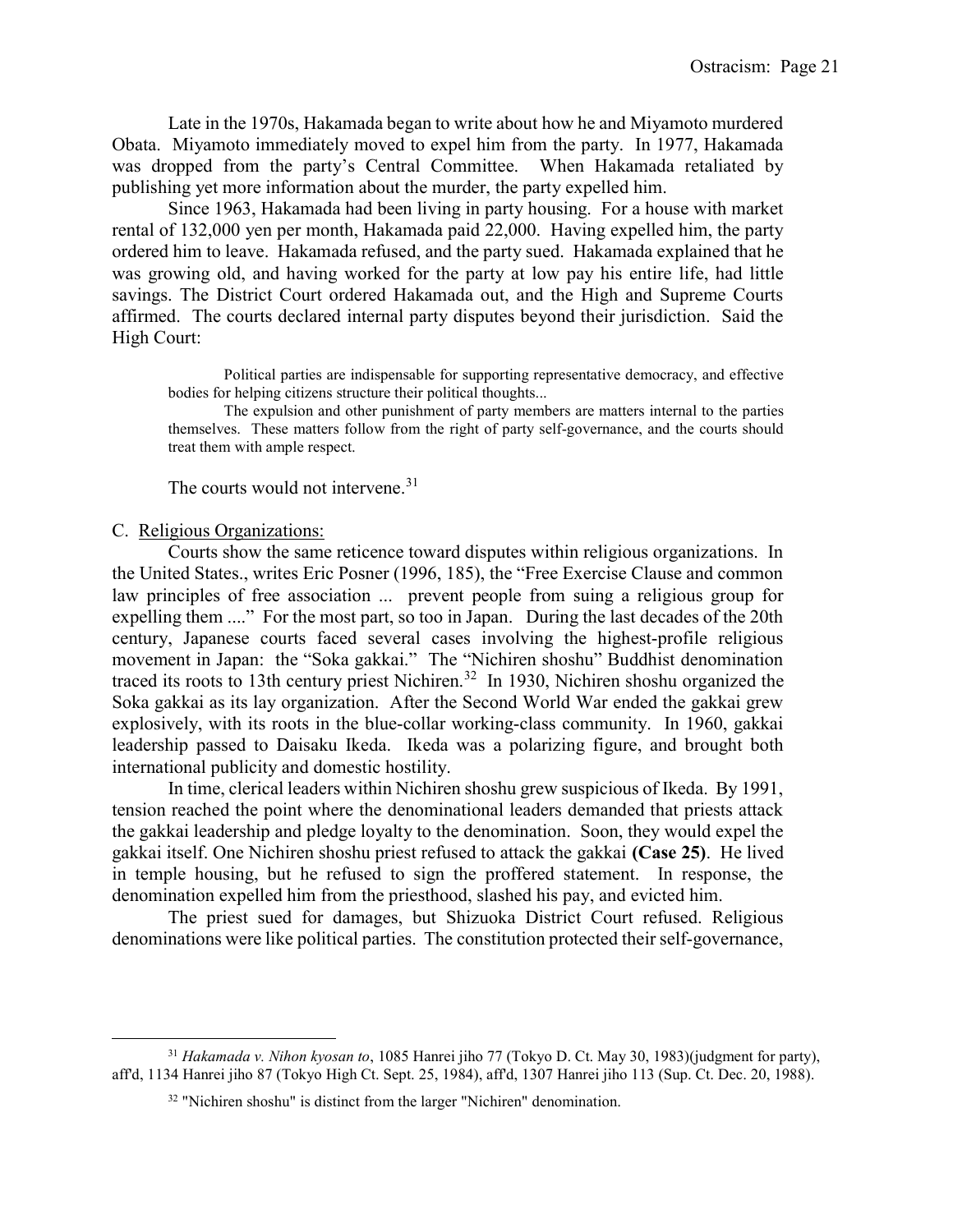Late in the 1970s, Hakamada began to write about how he and Miyamoto murdered Obata. Miyamoto immediately moved to expel him from the party. In 1977, Hakamada was dropped from the party's Central Committee. When Hakamada retaliated by publishing yet more information about the murder, the party expelled him.

Since 1963, Hakamada had been living in party housing. For a house with market rental of 132,000 yen per month, Hakamada paid 22,000. Having expelled him, the party ordered him to leave. Hakamada refused, and the party sued. Hakamada explained that he was growing old, and having worked for the party at low pay his entire life, had little savings. The District Court ordered Hakamada out, and the High and Supreme Courts affirmed. The courts declared internal party disputes beyond their jurisdiction. Said the High Court:

> Political parties are indispensable for supporting representative democracy, and effective bodies for helping citizens structure their political thoughts...
>
> The expulsion and other punishment of party members are matters internal to the parties themselves. These matters follow from the right of party self-governance, and the courts should treat them with ample respect.

The courts would not intervene.[31]

C. Religious Organizations:

Courts show the same reticence toward disputes within religious organizations. In the United States., writes Eric Posner (1996, 185), the "Free Exercise Clause and common law principles of free association ... prevent people from suing a religious group for expelling them ...." For the most part, so too in Japan. During the last decades of the 20th century, Japanese courts faced several cases involving the highest-profile religious movement in Japan: the "Soka gakkai." The "Nichiren shoshu" Buddhist denomination traced its roots to 13th century priest Nichiren.[32] In 1930, Nichiren shoshu organized the Soka gakkai as its lay organization. After the Second World War ended the gakkai grew explosively, with its roots in the blue-collar working-class community. In 1960, gakkai leadership passed to Daisaku Ikeda. Ikeda was a polarizing figure, and brought both international publicity and domestic hostility.

In time, clerical leaders within Nichiren shoshu grew suspicious of Ikeda. By 1991, tension reached the point where the denominational leaders demanded that priests attack the gakkai leadership and pledge loyalty to the denomination. Soon, they would expel the gakkai itself. One Nichiren shoshu priest refused to attack the gakkai **(Case 25)**. He lived in temple housing, but he refused to sign the proffered statement. In response, the denomination expelled him from the priesthood, slashed his pay, and evicted him.

The priest sued for damages, but Shizuoka District Court refused. Religious denominations were like political parties. The constitution protected their self-governance,

---

[31] *Hakamada v. Nihon kyosan to*, 1085 Hanrei jiho 77 (Tokyo D. Ct. May 30, 1983)(judgment for party), aff'd, 1134 Hanrei jiho 87 (Tokyo High Ct. Sept. 25, 1984), aff'd, 1307 Hanrei jiho 113 (Sup. Ct. Dec. 20, 1988).

[32] "Nichiren shoshu" is distinct from the larger "Nichiren" denomination.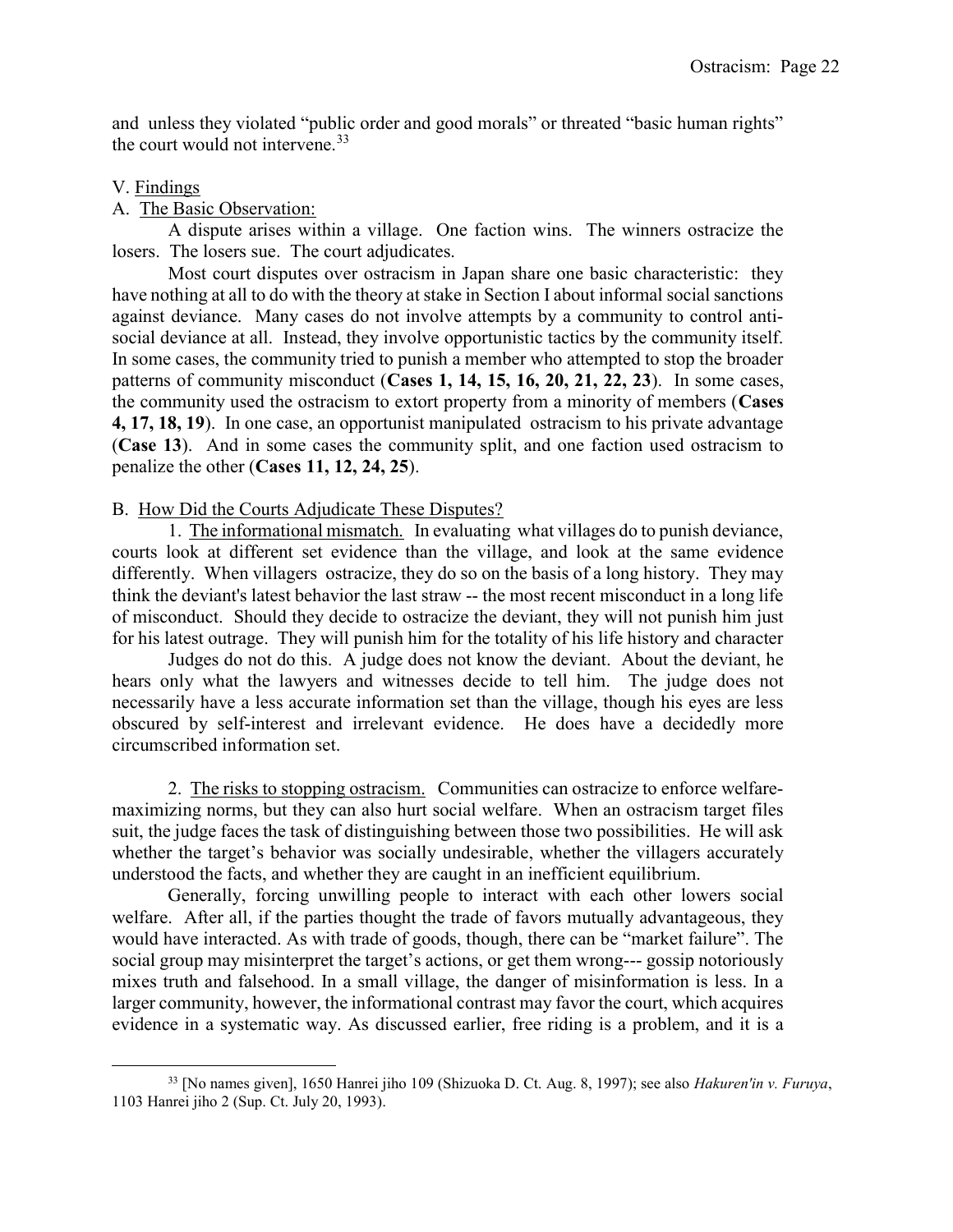and unless they violated "public order and good morals" or threated "basic human rights" the court would not intervene.[33]

## V. Findings

### A. The Basic Observation:

A dispute arises within a village. One faction wins. The winners ostracize the losers. The losers sue. The court adjudicates.

Most court disputes over ostracism in Japan share one basic characteristic: they have nothing at all to do with the theory at stake in Section I about informal social sanctions against deviance. Many cases do not involve attempts by a community to control anti-social deviance at all. Instead, they involve opportunistic tactics by the community itself. In some cases, the community tried to punish a member who attempted to stop the broader patterns of community misconduct (**Cases 1, 14, 15, 16, 20, 21, 22, 23**). In some cases, the community used the ostracism to extort property from a minority of members (**Cases 4, 17, 18, 19**). In one case, an opportunist manipulated ostracism to his private advantage (**Case 13**). And in some cases the community split, and one faction used ostracism to penalize the other (**Cases 11, 12, 24, 25**).

### B. How Did the Courts Adjudicate These Disputes?

1. The informational mismatch. In evaluating what villages do to punish deviance, courts look at different set evidence than the village, and look at the same evidence differently. When villagers ostracize, they do so on the basis of a long history. They may think the deviant's latest behavior the last straw -- the most recent misconduct in a long life of misconduct. Should they decide to ostracize the deviant, they will not punish him just for his latest outrage. They will punish him for the totality of his life history and character

Judges do not do this. A judge does not know the deviant. About the deviant, he hears only what the lawyers and witnesses decide to tell him. The judge does not necessarily have a less accurate information set than the village, though his eyes are less obscured by self-interest and irrelevant evidence. He does have a decidedly more circumscribed information set.

2. The risks to stopping ostracism. Communities can ostracize to enforce welfare-maximizing norms, but they can also hurt social welfare. When an ostracism target files suit, the judge faces the task of distinguishing between those two possibilities. He will ask whether the target's behavior was socially undesirable, whether the villagers accurately understood the facts, and whether they are caught in an inefficient equilibrium.

Generally, forcing unwilling people to interact with each other lowers social welfare. After all, if the parties thought the trade of favors mutually advantageous, they would have interacted. As with trade of goods, though, there can be "market failure". The social group may misinterpret the target's actions, or get them wrong--- gossip notoriously mixes truth and falsehood. In a small village, the danger of misinformation is less. In a larger community, however, the informational contrast may favor the court, which acquires evidence in a systematic way. As discussed earlier, free riding is a problem, and it is a

---

[33] [No names given], 1650 Hanrei jiho 109 (Shizuoka D. Ct. Aug. 8, 1997); see also *Hakuren'in v. Furuya*, 1103 Hanrei jiho 2 (Sup. Ct. July 20, 1993).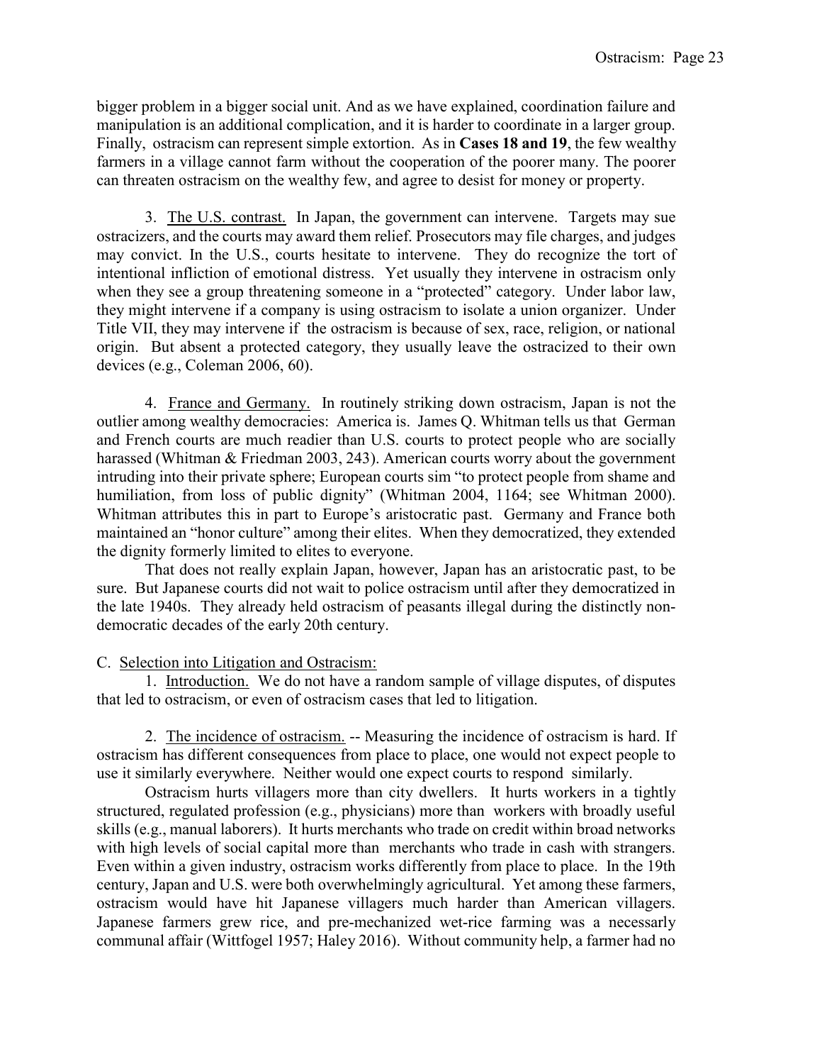bigger problem in a bigger social unit. And as we have explained, coordination failure and manipulation is an additional complication, and it is harder to coordinate in a larger group. Finally, ostracism can represent simple extortion. As in **Cases 18 and 19**, the few wealthy farmers in a village cannot farm without the cooperation of the poorer many. The poorer can threaten ostracism on the wealthy few, and agree to desist for money or property.

3. <u>The U.S. contrast.</u> In Japan, the government can intervene. Targets may sue ostracizers, and the courts may award them relief. Prosecutors may file charges, and judges may convict. In the U.S., courts hesitate to intervene. They do recognize the tort of intentional infliction of emotional distress. Yet usually they intervene in ostracism only when they see a group threatening someone in a "protected" category. Under labor law, they might intervene if a company is using ostracism to isolate a union organizer. Under Title VII, they may intervene if the ostracism is because of sex, race, religion, or national origin. But absent a protected category, they usually leave the ostracized to their own devices (e.g., Coleman 2006, 60).

4. <u>France and Germany.</u> In routinely striking down ostracism, Japan is not the outlier among wealthy democracies: America is. James Q. Whitman tells us that German and French courts are much readier than U.S. courts to protect people who are socially harassed (Whitman & Friedman 2003, 243). American courts worry about the government intruding into their private sphere; European courts sim "to protect people from shame and humiliation, from loss of public dignity" (Whitman 2004, 1164; see Whitman 2000). Whitman attributes this in part to Europe's aristocratic past. Germany and France both maintained an "honor culture" among their elites. When they democratized, they extended the dignity formerly limited to elites to everyone.

That does not really explain Japan, however, Japan has an aristocratic past, to be sure. But Japanese courts did not wait to police ostracism until after they democratized in the late 1940s. They already held ostracism of peasants illegal during the distinctly non-democratic decades of the early 20th century.

C. <u>Selection into Litigation and Ostracism:</u>

1. <u>Introduction.</u> We do not have a random sample of village disputes, of disputes that led to ostracism, or even of ostracism cases that led to litigation.

2. <u>The incidence of ostracism.</u> -- Measuring the incidence of ostracism is hard. If ostracism has different consequences from place to place, one would not expect people to use it similarly everywhere. Neither would one expect courts to respond similarly.

Ostracism hurts villagers more than city dwellers. It hurts workers in a tightly structured, regulated profession (e.g., physicians) more than workers with broadly useful skills (e.g., manual laborers). It hurts merchants who trade on credit within broad networks with high levels of social capital more than merchants who trade in cash with strangers. Even within a given industry, ostracism works differently from place to place. In the 19th century, Japan and U.S. were both overwhelmingly agricultural. Yet among these farmers, ostracism would have hit Japanese villagers much harder than American villagers. Japanese farmers grew rice, and pre-mechanized wet-rice farming was a necessarily communal affair (Wittfogel 1957; Haley 2016). Without community help, a farmer had no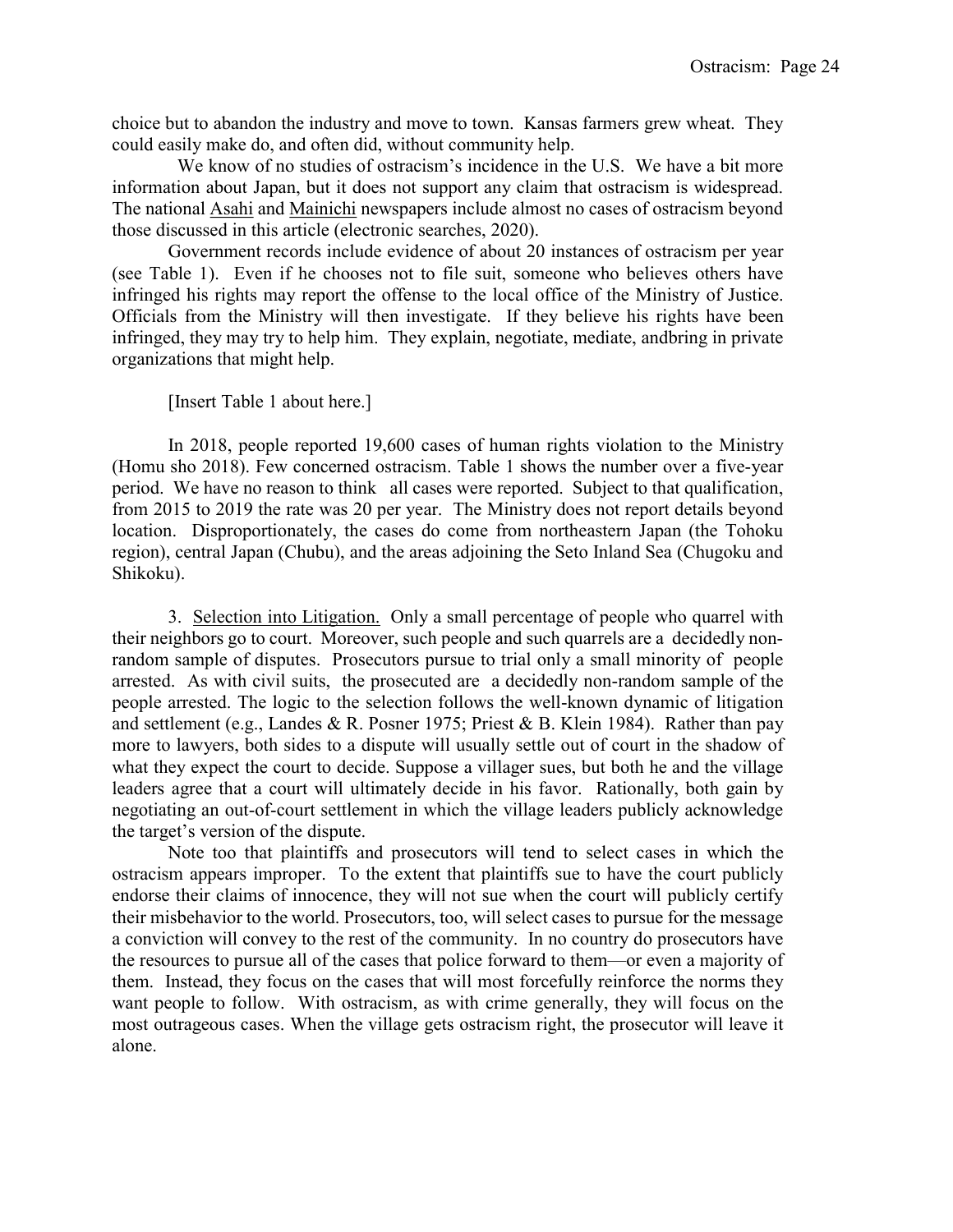choice but to abandon the industry and move to town. Kansas farmers grew wheat. They could easily make do, and often did, without community help.

We know of no studies of ostracism's incidence in the U.S. We have a bit more information about Japan, but it does not support any claim that ostracism is widespread. The national Asahi and Mainichi newspapers include almost no cases of ostracism beyond those discussed in this article (electronic searches, 2020).

Government records include evidence of about 20 instances of ostracism per year (see Table 1). Even if he chooses not to file suit, someone who believes others have infringed his rights may report the offense to the local office of the Ministry of Justice. Officials from the Ministry will then investigate. If they believe his rights have been infringed, they may try to help him. They explain, negotiate, mediate, andbring in private organizations that might help.

[Insert Table 1 about here.]

In 2018, people reported 19,600 cases of human rights violation to the Ministry (Homu sho 2018). Few concerned ostracism. Table 1 shows the number over a five-year period. We have no reason to think all cases were reported. Subject to that qualification, from 2015 to 2019 the rate was 20 per year. The Ministry does not report details beyond location. Disproportionately, the cases do come from northeastern Japan (the Tohoku region), central Japan (Chubu), and the areas adjoining the Seto Inland Sea (Chugoku and Shikoku).

3. Selection into Litigation. Only a small percentage of people who quarrel with their neighbors go to court. Moreover, such people and such quarrels are a decidedly non-random sample of disputes. Prosecutors pursue to trial only a small minority of people arrested. As with civil suits, the prosecuted are a decidedly non-random sample of the people arrested. The logic to the selection follows the well-known dynamic of litigation and settlement (e.g., Landes & R. Posner 1975; Priest & B. Klein 1984). Rather than pay more to lawyers, both sides to a dispute will usually settle out of court in the shadow of what they expect the court to decide. Suppose a villager sues, but both he and the village leaders agree that a court will ultimately decide in his favor. Rationally, both gain by negotiating an out-of-court settlement in which the village leaders publicly acknowledge the target's version of the dispute.

Note too that plaintiffs and prosecutors will tend to select cases in which the ostracism appears improper. To the extent that plaintiffs sue to have the court publicly endorse their claims of innocence, they will not sue when the court will publicly certify their misbehavior to the world. Prosecutors, too, will select cases to pursue for the message a conviction will convey to the rest of the community. In no country do prosecutors have the resources to pursue all of the cases that police forward to them—or even a majority of them. Instead, they focus on the cases that will most forcefully reinforce the norms they want people to follow. With ostracism, as with crime generally, they will focus on the most outrageous cases. When the village gets ostracism right, the prosecutor will leave it alone.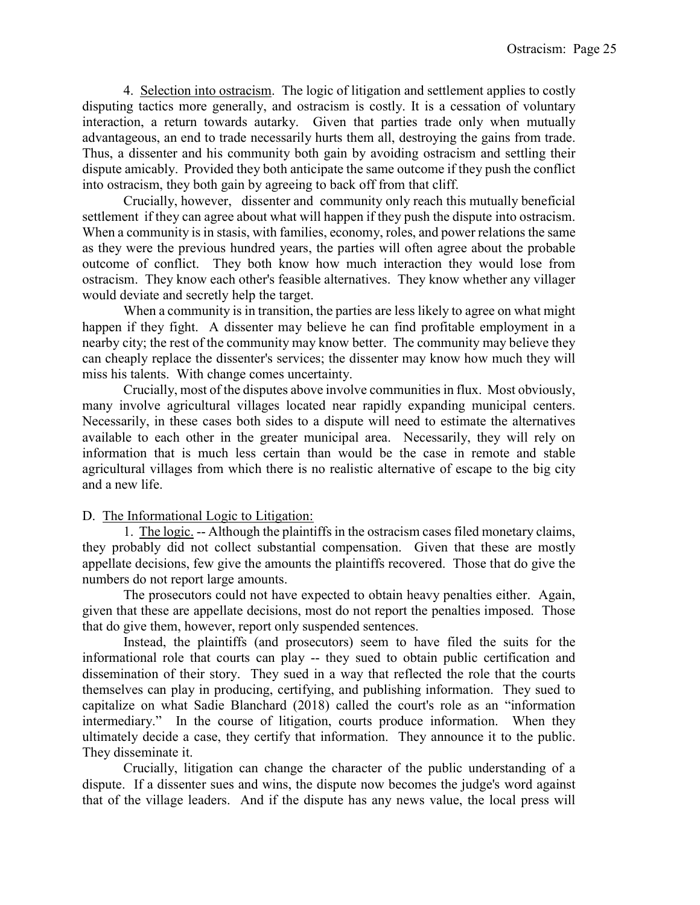4. Selection into ostracism. The logic of litigation and settlement applies to costly disputing tactics more generally, and ostracism is costly. It is a cessation of voluntary interaction, a return towards autarky. Given that parties trade only when mutually advantageous, an end to trade necessarily hurts them all, destroying the gains from trade. Thus, a dissenter and his community both gain by avoiding ostracism and settling their dispute amicably. Provided they both anticipate the same outcome if they push the conflict into ostracism, they both gain by agreeing to back off from that cliff.

Crucially, however, dissenter and community only reach this mutually beneficial settlement if they can agree about what will happen if they push the dispute into ostracism. When a community is in stasis, with families, economy, roles, and power relations the same as they were the previous hundred years, the parties will often agree about the probable outcome of conflict. They both know how much interaction they would lose from ostracism. They know each other's feasible alternatives. They know whether any villager would deviate and secretly help the target.

When a community is in transition, the parties are less likely to agree on what might happen if they fight. A dissenter may believe he can find profitable employment in a nearby city; the rest of the community may know better. The community may believe they can cheaply replace the dissenter's services; the dissenter may know how much they will miss his talents. With change comes uncertainty.

Crucially, most of the disputes above involve communities in flux. Most obviously, many involve agricultural villages located near rapidly expanding municipal centers. Necessarily, in these cases both sides to a dispute will need to estimate the alternatives available to each other in the greater municipal area. Necessarily, they will rely on information that is much less certain than would be the case in remote and stable agricultural villages from which there is no realistic alternative of escape to the big city and a new life.

D. The Informational Logic to Litigation:

1. The logic. -- Although the plaintiffs in the ostracism cases filed monetary claims, they probably did not collect substantial compensation. Given that these are mostly appellate decisions, few give the amounts the plaintiffs recovered. Those that do give the numbers do not report large amounts.

The prosecutors could not have expected to obtain heavy penalties either. Again, given that these are appellate decisions, most do not report the penalties imposed. Those that do give them, however, report only suspended sentences.

Instead, the plaintiffs (and prosecutors) seem to have filed the suits for the informational role that courts can play -- they sued to obtain public certification and dissemination of their story. They sued in a way that reflected the role that the courts themselves can play in producing, certifying, and publishing information. They sued to capitalize on what Sadie Blanchard (2018) called the court's role as an "information intermediary." In the course of litigation, courts produce information. When they ultimately decide a case, they certify that information. They announce it to the public. They disseminate it.

Crucially, litigation can change the character of the public understanding of a dispute. If a dissenter sues and wins, the dispute now becomes the judge's word against that of the village leaders. And if the dispute has any news value, the local press will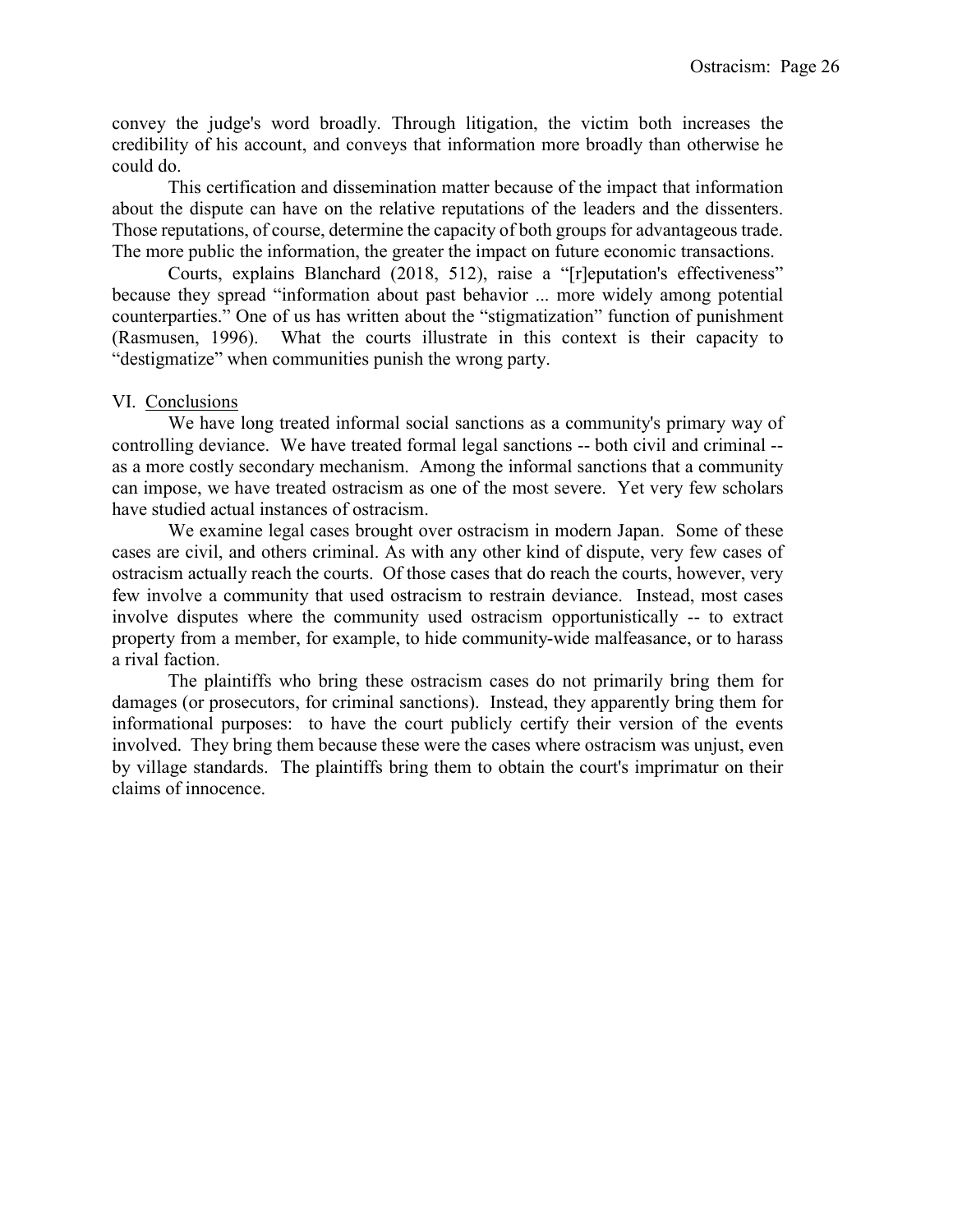convey the judge's word broadly. Through litigation, the victim both increases the credibility of his account, and conveys that information more broadly than otherwise he could do.

This certification and dissemination matter because of the impact that information about the dispute can have on the relative reputations of the leaders and the dissenters. Those reputations, of course, determine the capacity of both groups for advantageous trade. The more public the information, the greater the impact on future economic transactions.

Courts, explains Blanchard (2018, 512), raise a "[r]eputation's effectiveness" because they spread "information about past behavior ... more widely among potential counterparties." One of us has written about the "stigmatization" function of punishment (Rasmusen, 1996). What the courts illustrate in this context is their capacity to "destigmatize" when communities punish the wrong party.

## VI. Conclusions

We have long treated informal social sanctions as a community's primary way of controlling deviance. We have treated formal legal sanctions -- both civil and criminal -- as a more costly secondary mechanism. Among the informal sanctions that a community can impose, we have treated ostracism as one of the most severe. Yet very few scholars have studied actual instances of ostracism.

We examine legal cases brought over ostracism in modern Japan. Some of these cases are civil, and others criminal. As with any other kind of dispute, very few cases of ostracism actually reach the courts. Of those cases that do reach the courts, however, very few involve a community that used ostracism to restrain deviance. Instead, most cases involve disputes where the community used ostracism opportunistically -- to extract property from a member, for example, to hide community-wide malfeasance, or to harass a rival faction.

The plaintiffs who bring these ostracism cases do not primarily bring them for damages (or prosecutors, for criminal sanctions). Instead, they apparently bring them for informational purposes: to have the court publicly certify their version of the events involved. They bring them because these were the cases where ostracism was unjust, even by village standards. The plaintiffs bring them to obtain the court's imprimatur on their claims of innocence.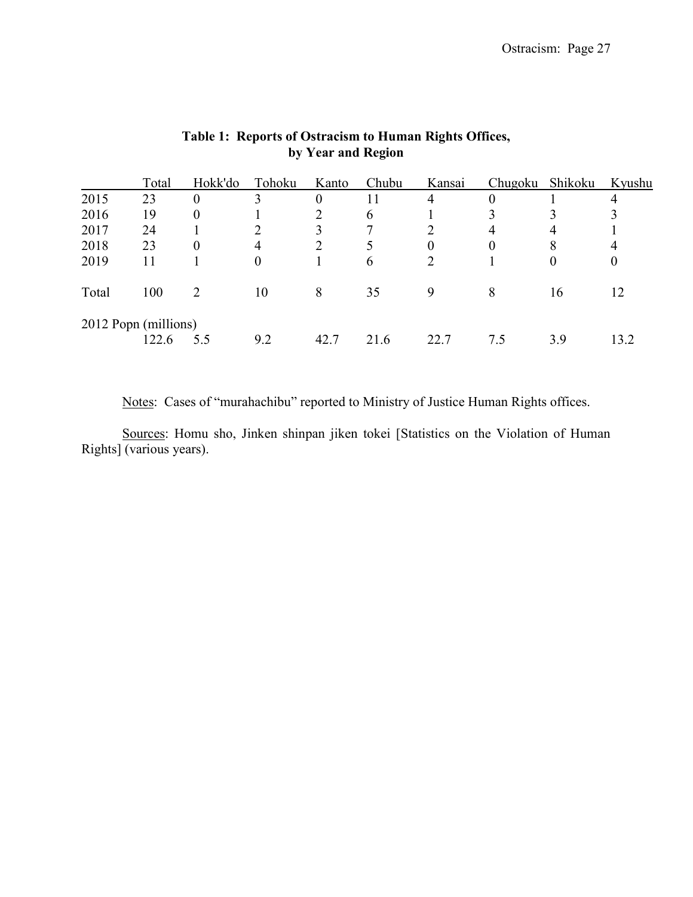**Table 1: Reports of Ostracism to Human Rights Offices, by Year and Region**

| | Total | Hokk'do | Tohoku | Kanto | Chubu | Kansai | Chugoku | Shikoku | Kyushu |
|---|---|---|---|---|---|---|---|---|---|
| 2015 | 23 | 0 | 3 | 0 | 11 | 4 | 0 | 1 | 4 |
| 2016 | 19 | 0 | 1 | 2 | 6 | 1 | 3 | 3 | 3 |
| 2017 | 24 | 1 | 2 | 3 | 7 | 2 | 4 | 4 | 1 |
| 2018 | 23 | 0 | 4 | 2 | 5 | 0 | 0 | 8 | 4 |
| 2019 | 11 | 1 | 0 | 1 | 6 | 2 | 1 | 0 | 0 |
| Total | 100 | 2 | 10 | 8 | 35 | 9 | 8 | 16 | 12 |
| 2012 Popn (millions) | | | | | | | | | |
| | 122.6 | 5.5 | 9.2 | 42.7 | 21.6 | 22.7 | 7.5 | 3.9 | 13.2 |

Notes: Cases of "murahachibu" reported to Ministry of Justice Human Rights offices.

Sources: Homu sho, Jinken shinpan jiken tokei [Statistics on the Violation of Human Rights] (various years).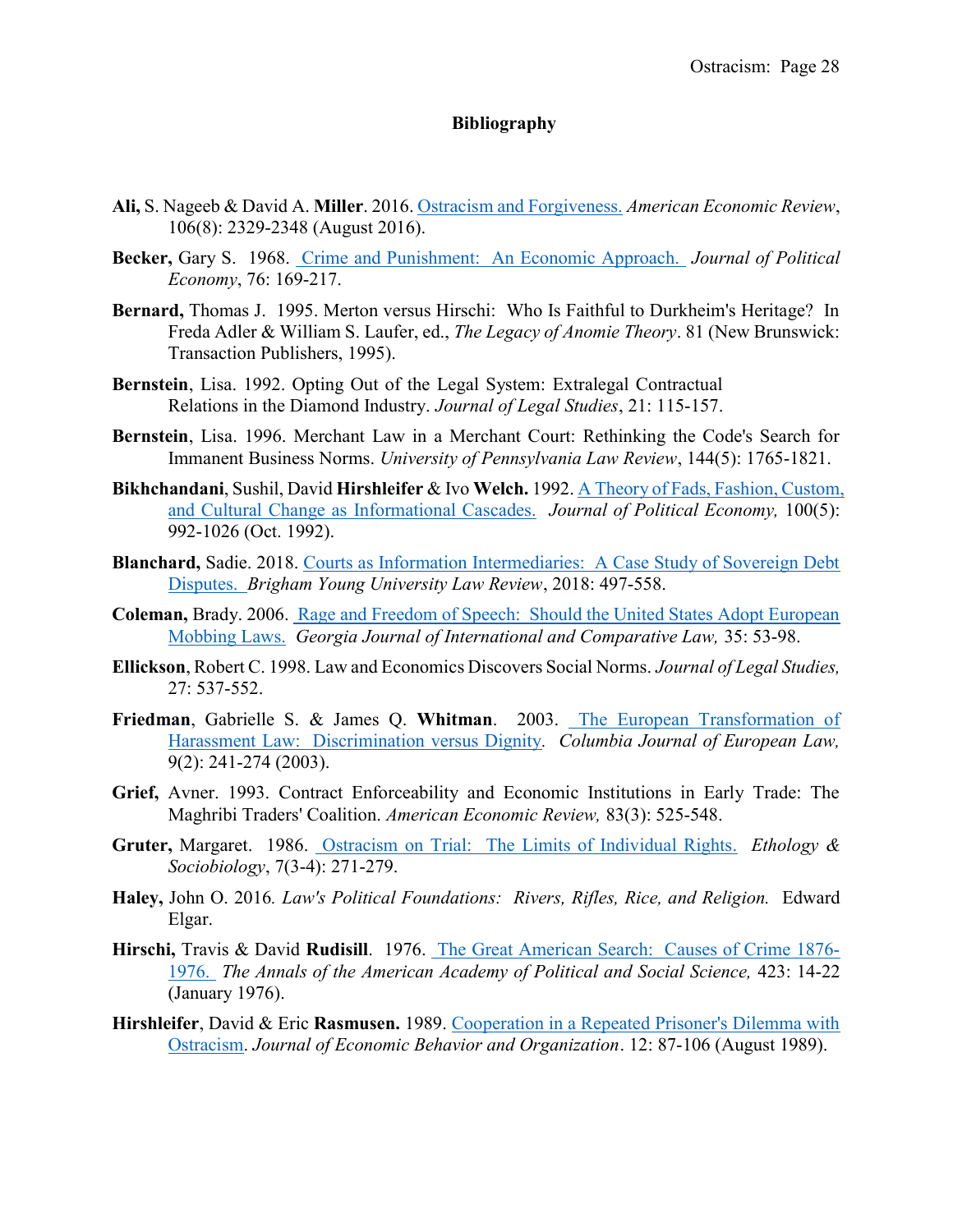## Bibliography

**Ali,** S. Nageeb & David A. **Miller**. 2016. Ostracism and Forgiveness. *American Economic Review*, 106(8): 2329-2348 (August 2016).

**Becker,** Gary S. 1968. Crime and Punishment: An Economic Approach. *Journal of Political Economy*, 76: 169-217.

**Bernard,** Thomas J. 1995. Merton versus Hirschi: Who Is Faithful to Durkheim's Heritage? In Freda Adler & William S. Laufer, ed., *The Legacy of Anomie Theory*. 81 (New Brunswick: Transaction Publishers, 1995).

**Bernstein**, Lisa. 1992. Opting Out of the Legal System: Extralegal Contractual Relations in the Diamond Industry. *Journal of Legal Studies*, 21: 115-157.

**Bernstein**, Lisa. 1996. Merchant Law in a Merchant Court: Rethinking the Code's Search for Immanent Business Norms. *University of Pennsylvania Law Review*, 144(5): 1765-1821.

**Bikhchandani**, Sushil, David **Hirshleifer** & Ivo **Welch.** 1992. A Theory of Fads, Fashion, Custom, and Cultural Change as Informational Cascades. *Journal of Political Economy,* 100(5): 992-1026 (Oct. 1992).

**Blanchard,** Sadie. 2018. Courts as Information Intermediaries: A Case Study of Sovereign Debt Disputes. *Brigham Young University Law Review*, 2018: 497-558.

**Coleman,** Brady. 2006. Rage and Freedom of Speech: Should the United States Adopt European Mobbing Laws. *Georgia Journal of International and Comparative Law,* 35: 53-98.

**Ellickson**, Robert C. 1998. Law and Economics Discovers Social Norms. *Journal of Legal Studies,* 27: 537-552.

**Friedman**, Gabrielle S. & James Q. **Whitman**. 2003. The European Transformation of Harassment Law: Discrimination versus Dignity. *Columbia Journal of European Law,* 9(2): 241-274 (2003).

**Grief,** Avner. 1993. Contract Enforceability and Economic Institutions in Early Trade: The Maghribi Traders' Coalition. *American Economic Review,* 83(3): 525-548.

**Gruter,** Margaret. 1986. Ostracism on Trial: The Limits of Individual Rights. *Ethology & Sociobiology*, 7(3-4): 271-279.

**Haley,** John O. 2016. *Law's Political Foundations: Rivers, Rifles, Rice, and Religion.* Edward Elgar.

**Hirschi,** Travis & David **Rudisill**. 1976. The Great American Search: Causes of Crime 1876-1976. *The Annals of the American Academy of Political and Social Science,* 423: 14-22 (January 1976).

**Hirshleifer**, David & Eric **Rasmusen.** 1989. Cooperation in a Repeated Prisoner's Dilemma with Ostracism. *Journal of Economic Behavior and Organization*. 12: 87-106 (August 1989).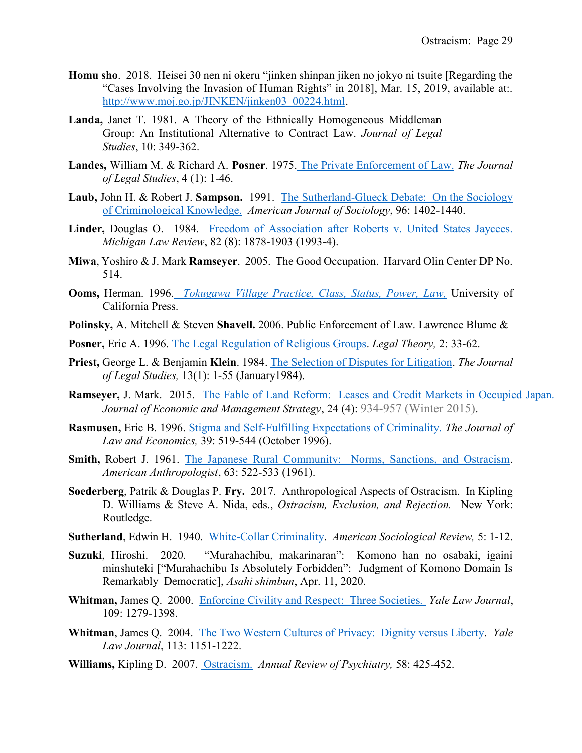**Homu sho**. 2018. Heisei 30 nen ni okeru "jinken shinpan jiken no jokyo ni tsuite [Regarding the "Cases Involving the Invasion of Human Rights" in 2018], Mar. 15, 2019, available at:. http://www.moj.go.jp/JINKEN/jinken03_00224.html.

**Landa,** Janet T. 1981. A Theory of the Ethnically Homogeneous Middleman Group: An Institutional Alternative to Contract Law. *Journal of Legal Studies*, 10: 349-362.

**Landes,** William M. & Richard A. **Posner**. 1975. The Private Enforcement of Law. *The Journal of Legal Studies*, 4 (1): 1-46.

**Laub,** John H. & Robert J. **Sampson.** 1991. The Sutherland-Glueck Debate: On the Sociology of Criminological Knowledge. *American Journal of Sociology*, 96: 1402-1440.

**Linder,** Douglas O. 1984. Freedom of Association after Roberts v. United States Jaycees. *Michigan Law Review*, 82 (8): 1878-1903 (1993-4).

**Miwa**, Yoshiro & J. Mark **Ramseyer**. 2005. The Good Occupation. Harvard Olin Center DP No. 514.

**Ooms,** Herman. 1996. *Tokugawa Village Practice, Class, Status, Power, Law,* University of California Press.

**Polinsky,** A. Mitchell & Steven **Shavell.** 2006. Public Enforcement of Law. Lawrence Blume &

**Posner,** Eric A. 1996. The Legal Regulation of Religious Groups. *Legal Theory,* 2: 33-62.

**Priest,** George L. & Benjamin **Klein**. 1984. The Selection of Disputes for Litigation. *The Journal of Legal Studies,* 13(1): 1-55 (January1984).

**Ramseyer,** J. Mark. 2015. The Fable of Land Reform: Leases and Credit Markets in Occupied Japan. *Journal of Economic and Management Strategy*, 24 (4): 934-957 (Winter 2015).

**Rasmusen,** Eric B. 1996. Stigma and Self-Fulfilling Expectations of Criminality. *The Journal of Law and Economics,* 39: 519-544 (October 1996).

**Smith,** Robert J. 1961. The Japanese Rural Community: Norms, Sanctions, and Ostracism. *American Anthropologist*, 63: 522-533 (1961).

**Soederberg**, Patrik & Douglas P. **Fry.** 2017. Anthropological Aspects of Ostracism. In Kipling D. Williams & Steve A. Nida, eds., *Ostracism, Exclusion, and Rejection.* New York: Routledge.

**Sutherland**, Edwin H. 1940. White-Collar Criminality. *American Sociological Review,* 5: 1-12.

**Suzuki**, Hiroshi. 2020. "Murahachibu, makarinaran": Komono han no osabaki, igaini minshuteki ["Murahachibu Is Absolutely Forbidden": Judgment of Komono Domain Is Remarkably Democratic], *Asahi shimbun*, Apr. 11, 2020.

**Whitman,** James Q. 2000. Enforcing Civility and Respect: Three Societies. *Yale Law Journal*, 109: 1279-1398.

**Whitman**, James Q. 2004. The Two Western Cultures of Privacy: Dignity versus Liberty. *Yale Law Journal*, 113: 1151-1222.

**Williams,** Kipling D. 2007. Ostracism. *Annual Review of Psychiatry,* 58: 425-452.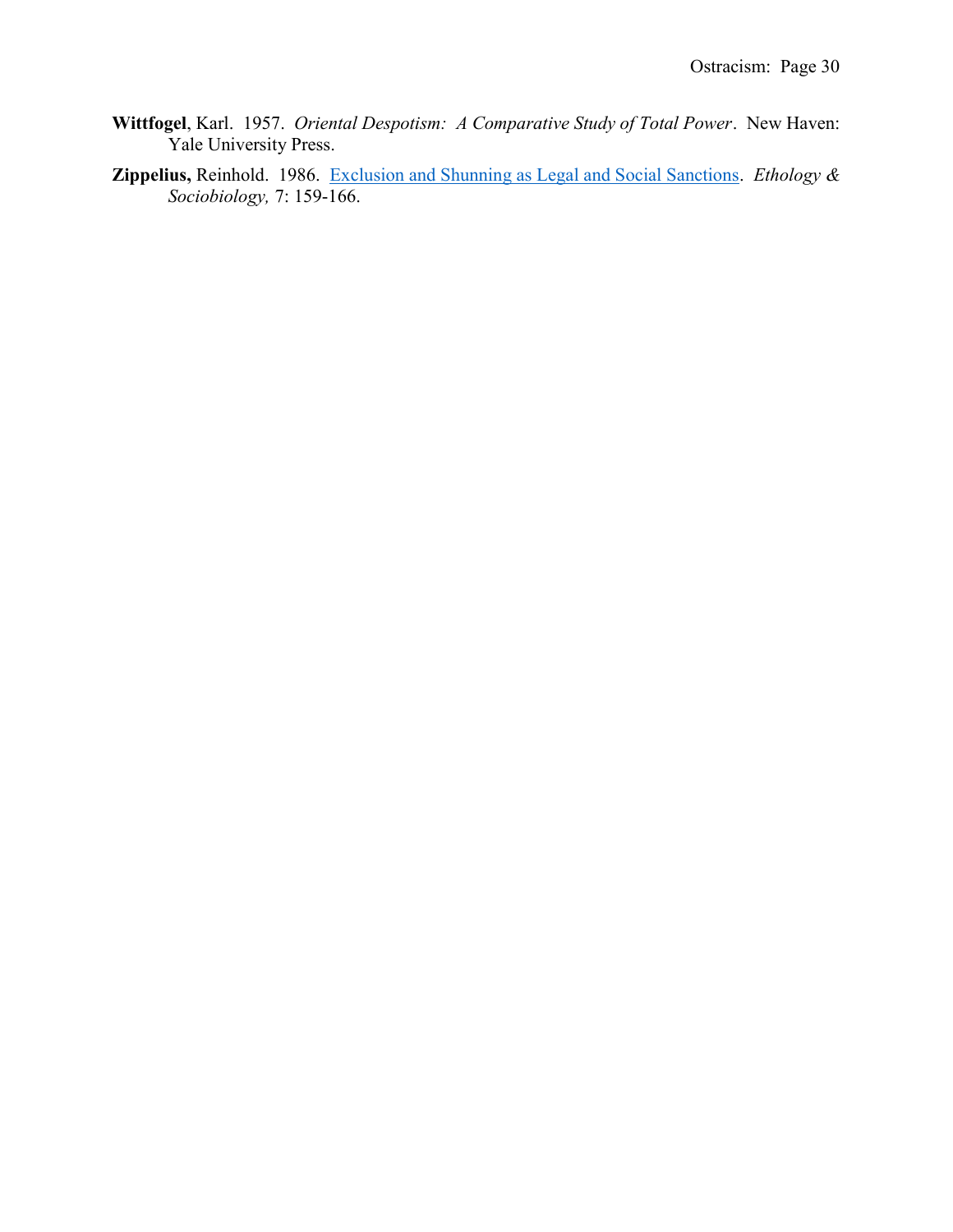**Wittfogel**, Karl. 1957. *Oriental Despotism: A Comparative Study of Total Power*. New Haven: Yale University Press.

**Zippelius,** Reinhold. 1986. Exclusion and Shunning as Legal and Social Sanctions. *Ethology & Sociobiology,* 7: 159-166.